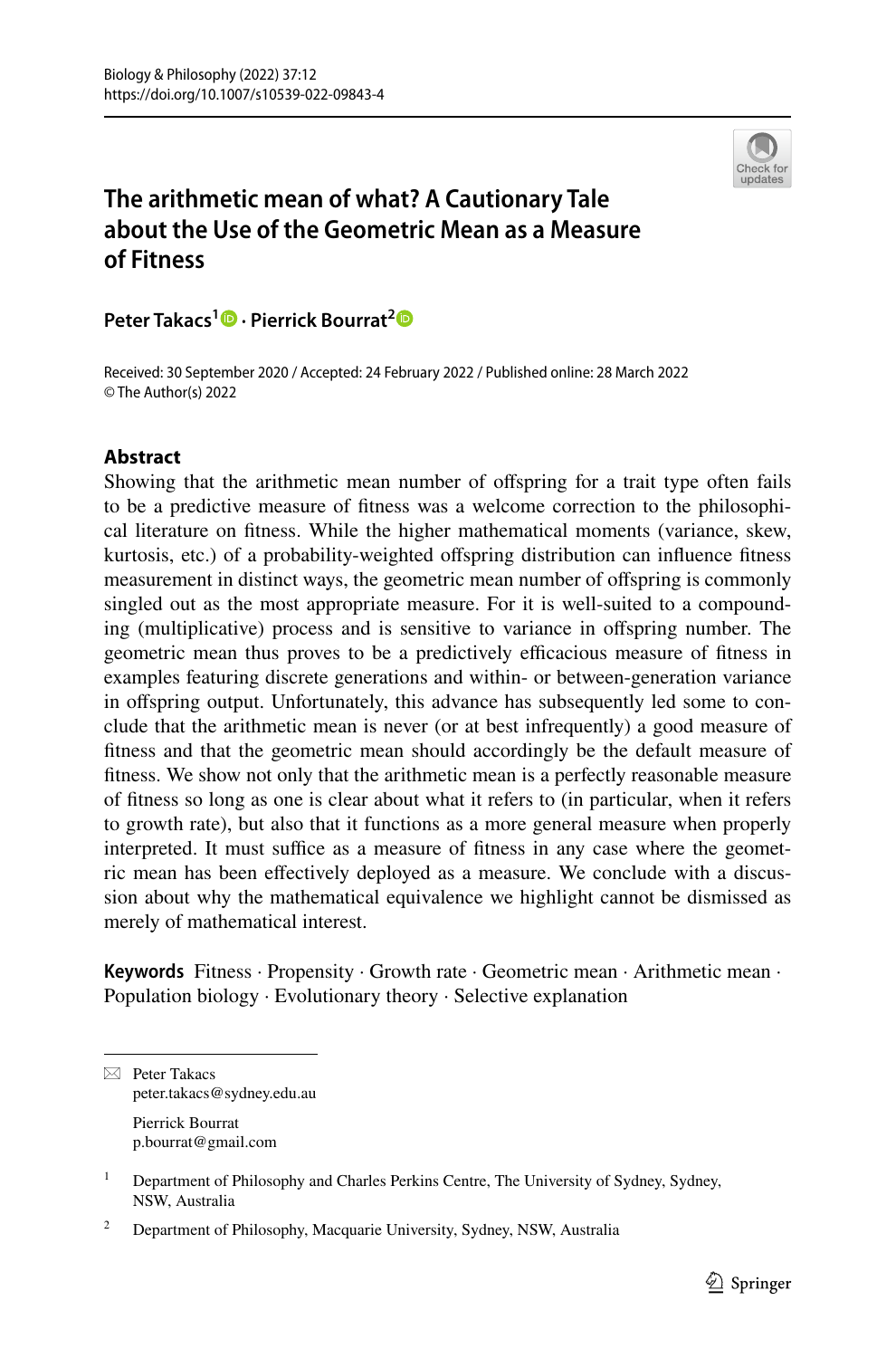# The arithmetic mean of what? A Cautionary Tale about the Use of the Geometric Mean as a Measure of Fitness

**Peter Takacs**[1] · **Pierrick Bourrat**[2]

Received: 30 September 2020 / Accepted: 24 February 2022 / Published online: 28 March 2022
© The Author(s) 2022

## Abstract

Showing that the arithmetic mean number of offspring for a trait type often fails to be a predictive measure of fitness was a welcome correction to the philosophical literature on fitness. While the higher mathematical moments (variance, skew, kurtosis, etc.) of a probability-weighted offspring distribution can influence fitness measurement in distinct ways, the geometric mean number of offspring is commonly singled out as the most appropriate measure. For it is well-suited to a compounding (multiplicative) process and is sensitive to variance in offspring number. The geometric mean thus proves to be a predictively efficacious measure of fitness in examples featuring discrete generations and within- or between-generation variance in offspring output. Unfortunately, this advance has subsequently led some to conclude that the arithmetic mean is never (or at best infrequently) a good measure of fitness and that the geometric mean should accordingly be the default measure of fitness. We show not only that the arithmetic mean is a perfectly reasonable measure of fitness so long as one is clear about what it refers to (in particular, when it refers to growth rate), but also that it functions as a more general measure when properly interpreted. It must suffice as a measure of fitness in any case where the geometric mean has been effectively deployed as a measure. We conclude with a discussion about why the mathematical equivalence we highlight cannot be dismissed as merely of mathematical interest.

**Keywords** Fitness · Propensity · Growth rate · Geometric mean · Arithmetic mean · Population biology · Evolutionary theory · Selective explanation

---

✉ Peter Takacs
peter.takacs@sydney.edu.au

Pierrick Bourrat
p.bourrat@gmail.com

[1] Department of Philosophy and Charles Perkins Centre, The University of Sydney, Sydney, NSW, Australia

[2] Department of Philosophy, Macquarie University, Sydney, NSW, Australia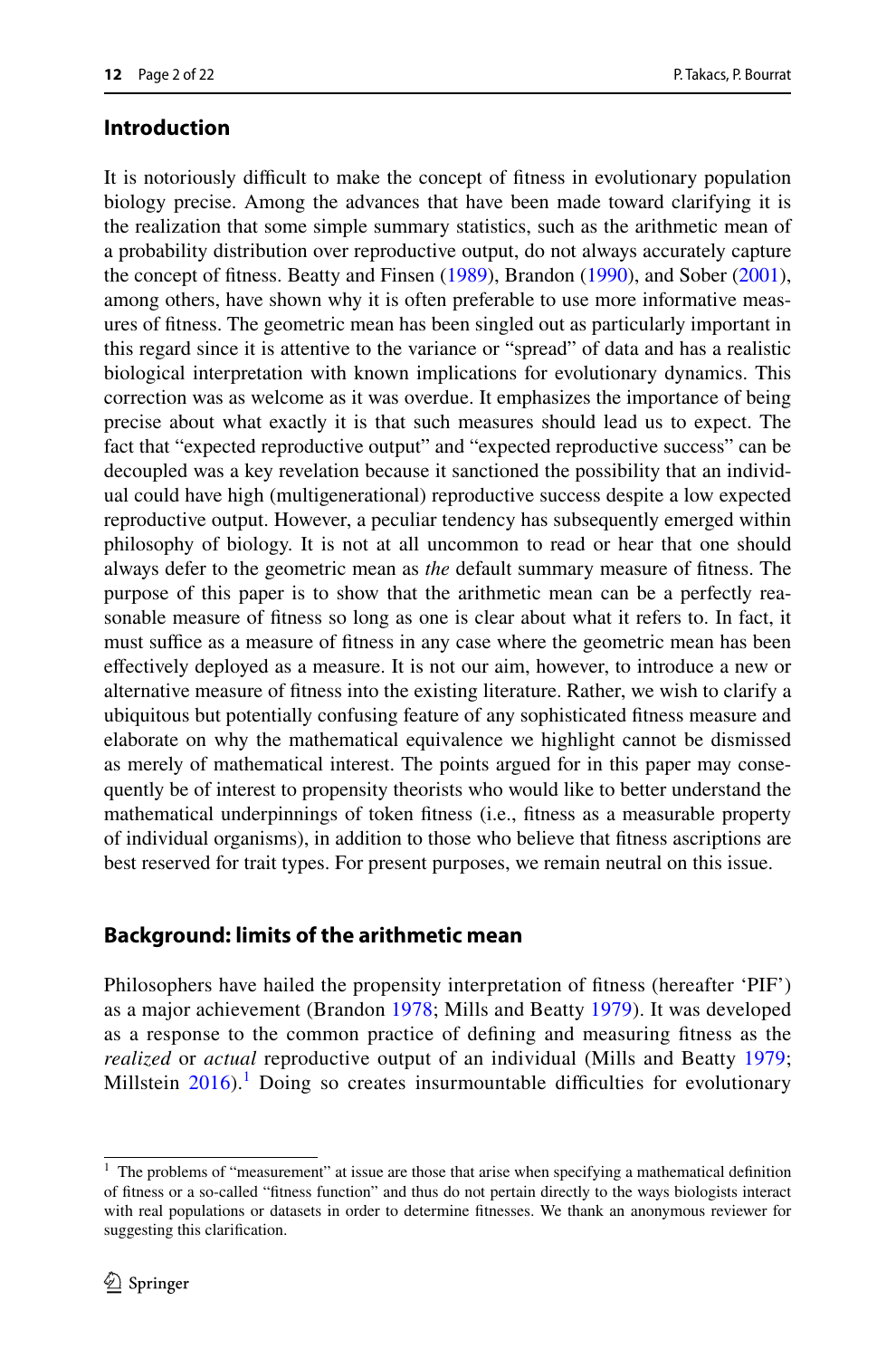## Introduction

It is notoriously difficult to make the concept of fitness in evolutionary population biology precise. Among the advances that have been made toward clarifying it is the realization that some simple summary statistics, such as the arithmetic mean of a probability distribution over reproductive output, do not always accurately capture the concept of fitness. Beatty and Finsen (1989), Brandon (1990), and Sober (2001), among others, have shown why it is often preferable to use more informative measures of fitness. The geometric mean has been singled out as particularly important in this regard since it is attentive to the variance or "spread" of data and has a realistic biological interpretation with known implications for evolutionary dynamics. This correction was as welcome as it was overdue. It emphasizes the importance of being precise about what exactly it is that such measures should lead us to expect. The fact that "expected reproductive output" and "expected reproductive success" can be decoupled was a key revelation because it sanctioned the possibility that an individual could have high (multigenerational) reproductive success despite a low expected reproductive output. However, a peculiar tendency has subsequently emerged within philosophy of biology. It is not at all uncommon to read or hear that one should always defer to the geometric mean as *the* default summary measure of fitness. The purpose of this paper is to show that the arithmetic mean can be a perfectly reasonable measure of fitness so long as one is clear about what it refers to. In fact, it must suffice as a measure of fitness in any case where the geometric mean has been effectively deployed as a measure. It is not our aim, however, to introduce a new or alternative measure of fitness into the existing literature. Rather, we wish to clarify a ubiquitous but potentially confusing feature of any sophisticated fitness measure and elaborate on why the mathematical equivalence we highlight cannot be dismissed as merely of mathematical interest. The points argued for in this paper may consequently be of interest to propensity theorists who would like to better understand the mathematical underpinnings of token fitness (i.e., fitness as a measurable property of individual organisms), in addition to those who believe that fitness ascriptions are best reserved for trait types. For present purposes, we remain neutral on this issue.

## Background: limits of the arithmetic mean

Philosophers have hailed the propensity interpretation of fitness (hereafter 'PIF') as a major achievement (Brandon 1978; Mills and Beatty 1979). It was developed as a response to the common practice of defining and measuring fitness as the *realized* or *actual* reproductive output of an individual (Mills and Beatty 1979; Millstein 2016).[1] Doing so creates insurmountable difficulties for evolutionary

---

[1] The problems of "measurement" at issue are those that arise when specifying a mathematical definition of fitness or a so-called "fitness function" and thus do not pertain directly to the ways biologists interact with real populations or datasets in order to determine fitnesses. We thank an anonymous reviewer for suggesting this clarification.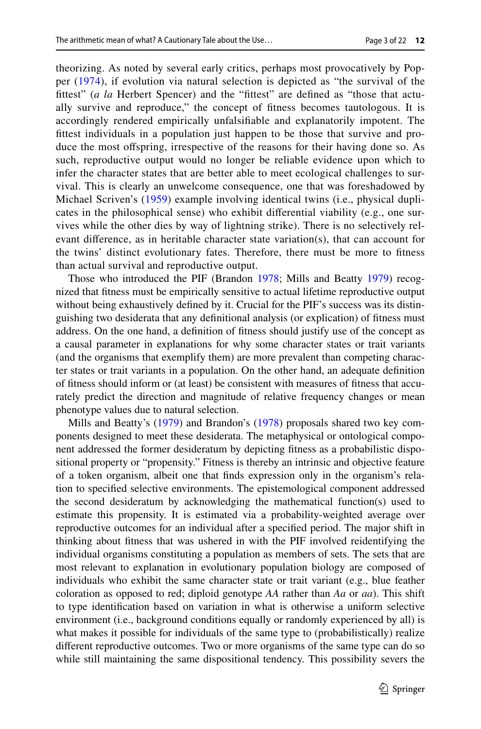theorizing. As noted by several early critics, perhaps most provocatively by Popper (1974), if evolution via natural selection is depicted as "the survival of the fittest" (*a la* Herbert Spencer) and the "fittest" are defined as "those that actually survive and reproduce," the concept of fitness becomes tautologous. It is accordingly rendered empirically unfalsifiable and explanatorily impotent. The fittest individuals in a population just happen to be those that survive and produce the most offspring, irrespective of the reasons for their having done so. As such, reproductive output would no longer be reliable evidence upon which to infer the character states that are better able to meet ecological challenges to survival. This is clearly an unwelcome consequence, one that was foreshadowed by Michael Scriven's (1959) example involving identical twins (i.e., physical duplicates in the philosophical sense) who exhibit differential viability (e.g., one survives while the other dies by way of lightning strike). There is no selectively relevant difference, as in heritable character state variation(s), that can account for the twins' distinct evolutionary fates. Therefore, there must be more to fitness than actual survival and reproductive output.

Those who introduced the PIF (Brandon 1978; Mills and Beatty 1979) recognized that fitness must be empirically sensitive to actual lifetime reproductive output without being exhaustively defined by it. Crucial for the PIF's success was its distinguishing two desiderata that any definitional analysis (or explication) of fitness must address. On the one hand, a definition of fitness should justify use of the concept as a causal parameter in explanations for why some character states or trait variants (and the organisms that exemplify them) are more prevalent than competing character states or trait variants in a population. On the other hand, an adequate definition of fitness should inform or (at least) be consistent with measures of fitness that accurately predict the direction and magnitude of relative frequency changes or mean phenotype values due to natural selection.

Mills and Beatty's (1979) and Brandon's (1978) proposals shared two key components designed to meet these desiderata. The metaphysical or ontological component addressed the former desideratum by depicting fitness as a probabilistic dispositional property or "propensity." Fitness is thereby an intrinsic and objective feature of a token organism, albeit one that finds expression only in the organism's relation to specified selective environments. The epistemological component addressed the second desideratum by acknowledging the mathematical function(s) used to estimate this propensity. It is estimated via a probability-weighted average over reproductive outcomes for an individual after a specified period. The major shift in thinking about fitness that was ushered in with the PIF involved reidentifying the individual organisms constituting a population as members of sets. The sets that are most relevant to explanation in evolutionary population biology are composed of individuals who exhibit the same character state or trait variant (e.g., blue feather coloration as opposed to red; diploid genotype *AA* rather than *Aa* or *aa*). This shift to type identification based on variation in what is otherwise a uniform selective environment (i.e., background conditions equally or randomly experienced by all) is what makes it possible for individuals of the same type to (probabilistically) realize different reproductive outcomes. Two or more organisms of the same type can do so while still maintaining the same dispositional tendency. This possibility severs the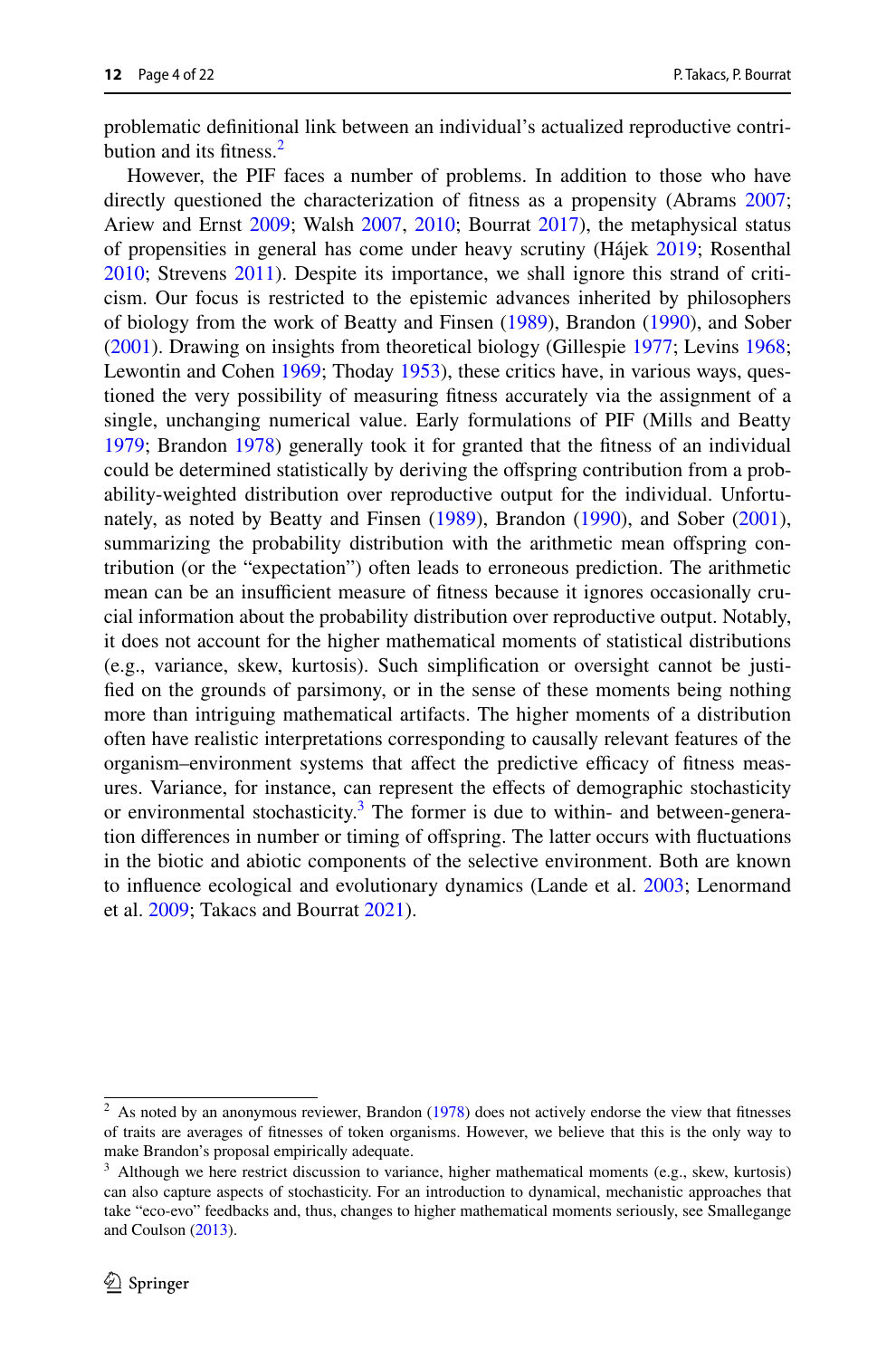problematic definitional link between an individual's actualized reproductive contribution and its fitness.[2]

However, the PIF faces a number of problems. In addition to those who have directly questioned the characterization of fitness as a propensity (Abrams 2007; Ariew and Ernst 2009; Walsh 2007, 2010; Bourrat 2017), the metaphysical status of propensities in general has come under heavy scrutiny (Hájek 2019; Rosenthal 2010; Strevens 2011). Despite its importance, we shall ignore this strand of criticism. Our focus is restricted to the epistemic advances inherited by philosophers of biology from the work of Beatty and Finsen (1989), Brandon (1990), and Sober (2001). Drawing on insights from theoretical biology (Gillespie 1977; Levins 1968; Lewontin and Cohen 1969; Thoday 1953), these critics have, in various ways, questioned the very possibility of measuring fitness accurately via the assignment of a single, unchanging numerical value. Early formulations of PIF (Mills and Beatty 1979; Brandon 1978) generally took it for granted that the fitness of an individual could be determined statistically by deriving the offspring contribution from a probability-weighted distribution over reproductive output for the individual. Unfortunately, as noted by Beatty and Finsen (1989), Brandon (1990), and Sober (2001), summarizing the probability distribution with the arithmetic mean offspring contribution (or the "expectation") often leads to erroneous prediction. The arithmetic mean can be an insufficient measure of fitness because it ignores occasionally crucial information about the probability distribution over reproductive output. Notably, it does not account for the higher mathematical moments of statistical distributions (e.g., variance, skew, kurtosis). Such simplification or oversight cannot be justified on the grounds of parsimony, or in the sense of these moments being nothing more than intriguing mathematical artifacts. The higher moments of a distribution often have realistic interpretations corresponding to causally relevant features of the organism–environment systems that affect the predictive efficacy of fitness measures. Variance, for instance, can represent the effects of demographic stochasticity or environmental stochasticity.[3] The former is due to within- and between-generation differences in number or timing of offspring. The latter occurs with fluctuations in the biotic and abiotic components of the selective environment. Both are known to influence ecological and evolutionary dynamics (Lande et al. 2003; Lenormand et al. 2009; Takacs and Bourrat 2021).

---

[2] As noted by an anonymous reviewer, Brandon (1978) does not actively endorse the view that fitnesses of traits are averages of fitnesses of token organisms. However, we believe that this is the only way to make Brandon's proposal empirically adequate.

[3] Although we here restrict discussion to variance, higher mathematical moments (e.g., skew, kurtosis) can also capture aspects of stochasticity. For an introduction to dynamical, mechanistic approaches that take "eco-evo" feedbacks and, thus, changes to higher mathematical moments seriously, see Smallegange and Coulson (2013).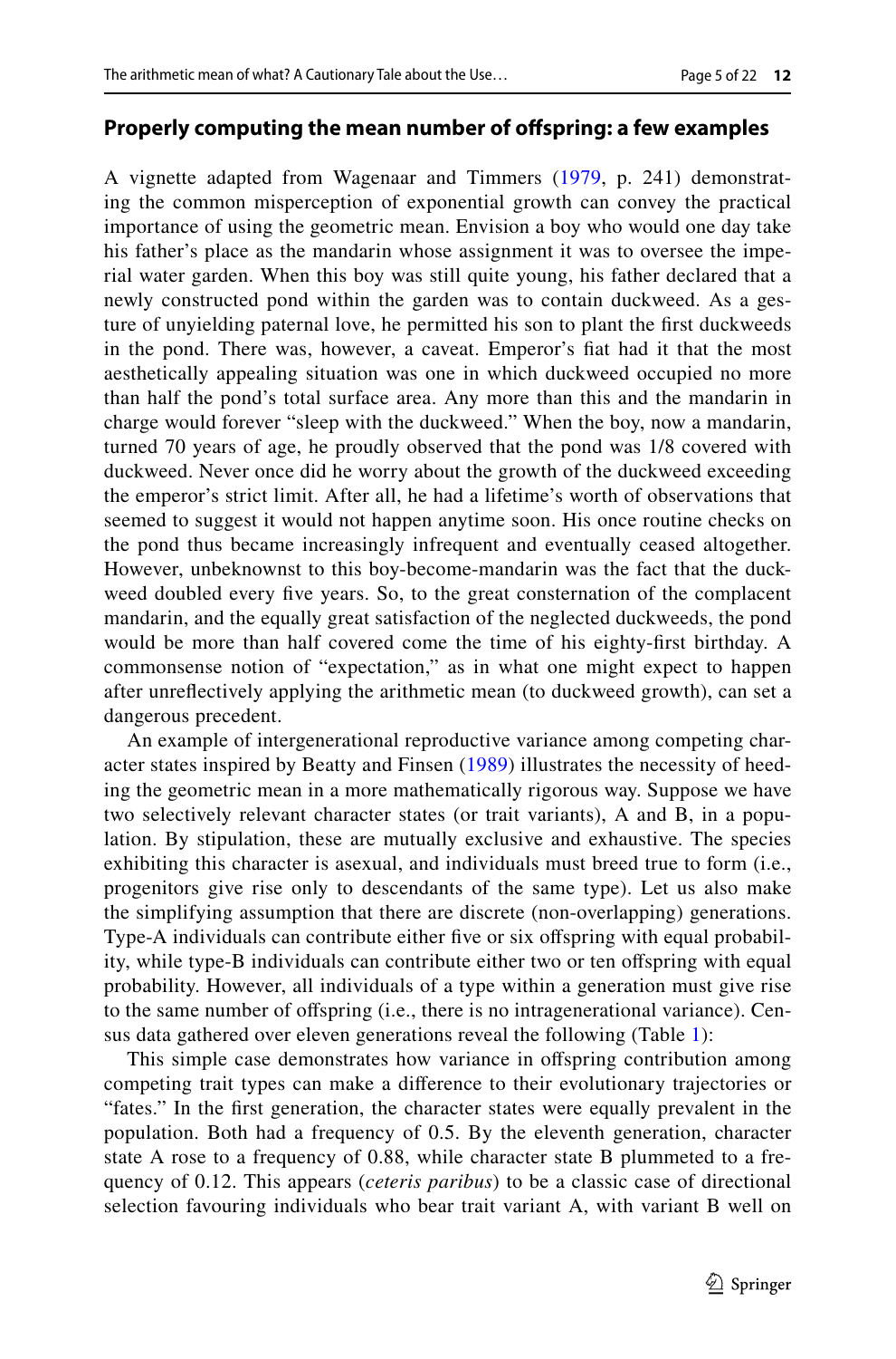### Properly computing the mean number of offspring: a few examples

A vignette adapted from Wagenaar and Timmers (1979, p. 241) demonstrating the common misperception of exponential growth can convey the practical importance of using the geometric mean. Envision a boy who would one day take his father's place as the mandarin whose assignment it was to oversee the imperial water garden. When this boy was still quite young, his father declared that a newly constructed pond within the garden was to contain duckweed. As a gesture of unyielding paternal love, he permitted his son to plant the first duckweeds in the pond. There was, however, a caveat. Emperor's fiat had it that the most aesthetically appealing situation was one in which duckweed occupied no more than half the pond's total surface area. Any more than this and the mandarin in charge would forever "sleep with the duckweed." When the boy, now a mandarin, turned 70 years of age, he proudly observed that the pond was 1/8 covered with duckweed. Never once did he worry about the growth of the duckweed exceeding the emperor's strict limit. After all, he had a lifetime's worth of observations that seemed to suggest it would not happen anytime soon. His once routine checks on the pond thus became increasingly infrequent and eventually ceased altogether. However, unbeknownst to this boy-become-mandarin was the fact that the duckweed doubled every five years. So, to the great consternation of the complacent mandarin, and the equally great satisfaction of the neglected duckweeds, the pond would be more than half covered come the time of his eighty-first birthday. A commonsense notion of "expectation," as in what one might expect to happen after unreflectively applying the arithmetic mean (to duckweed growth), can set a dangerous precedent.

An example of intergenerational reproductive variance among competing character states inspired by Beatty and Finsen (1989) illustrates the necessity of heeding the geometric mean in a more mathematically rigorous way. Suppose we have two selectively relevant character states (or trait variants), A and B, in a population. By stipulation, these are mutually exclusive and exhaustive. The species exhibiting this character is asexual, and individuals must breed true to form (i.e., progenitors give rise only to descendants of the same type). Let us also make the simplifying assumption that there are discrete (non-overlapping) generations. Type-A individuals can contribute either five or six offspring with equal probability, while type-B individuals can contribute either two or ten offspring with equal probability. However, all individuals of a type within a generation must give rise to the same number of offspring (i.e., there is no intragenerational variance). Census data gathered over eleven generations reveal the following (Table 1):

This simple case demonstrates how variance in offspring contribution among competing trait types can make a difference to their evolutionary trajectories or "fates." In the first generation, the character states were equally prevalent in the population. Both had a frequency of 0.5. By the eleventh generation, character state A rose to a frequency of 0.88, while character state B plummeted to a frequency of 0.12. This appears (*ceteris paribus*) to be a classic case of directional selection favouring individuals who bear trait variant A, with variant B well on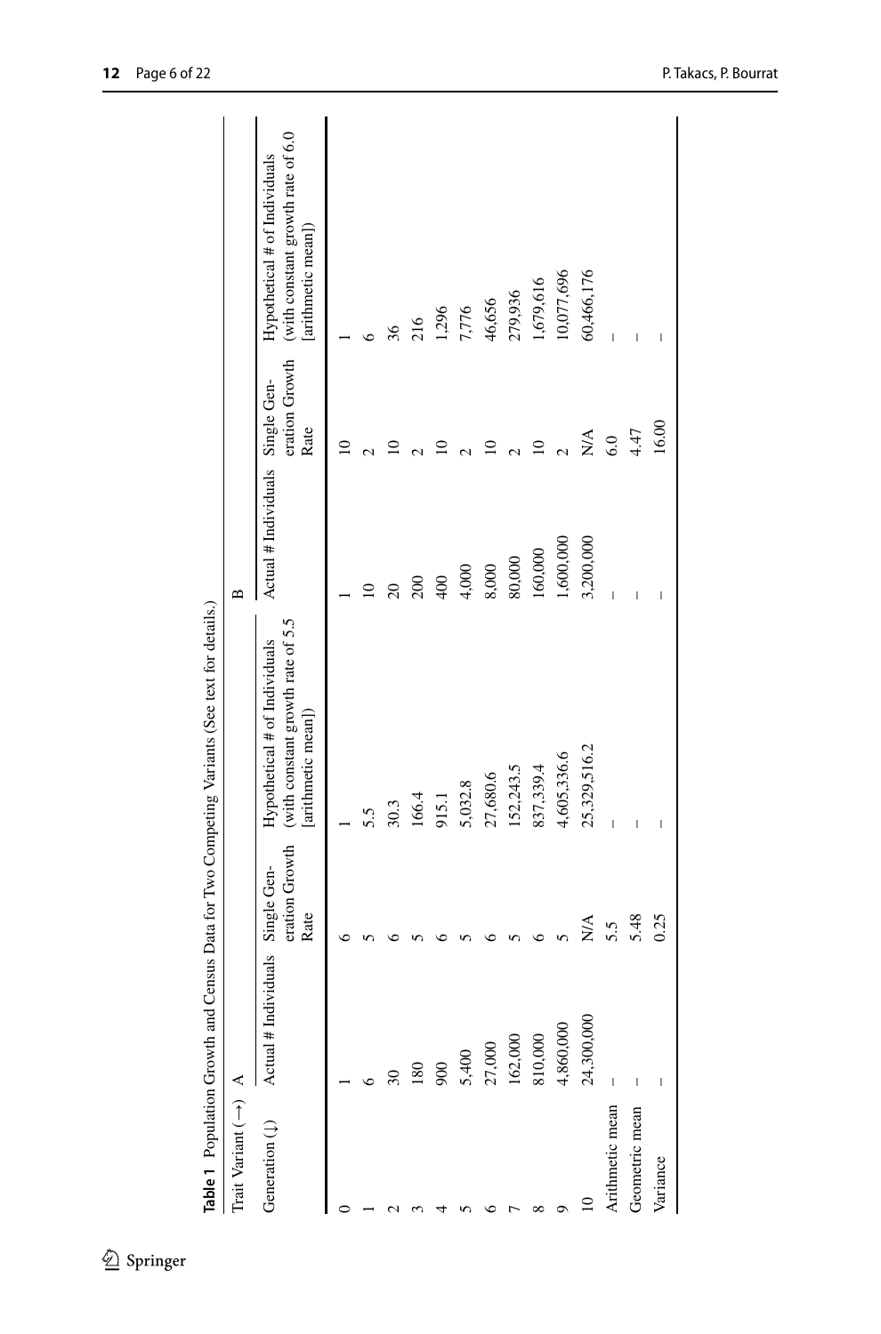**Table 1** Population Growth and Census Data for Two Competing Variants (See text for details.)

| Trait Variant (→) | A | | | B | | |
|---|---|---|---|---|---|---|
| Generation (↓) | Actual # Individuals | Single Generation Growth Rate | Hypothetical # of Individuals (with constant growth rate of 5.5 [arithmetic mean]) | Actual # Individuals | Single Generation Growth Rate | Hypothetical # of Individuals (with constant growth rate of 6.0 [arithmetic mean]) |
| 0 | 1 | 6 | 1 | 1 | 10 | 1 |
| 1 | 6 | 5 | 5.5 | 10 | 2 | 6 |
| 2 | 30 | 6 | 30.3 | 20 | 10 | 36 |
| 3 | 180 | 5 | 166.4 | 200 | 2 | 216 |
| 4 | 900 | 6 | 915.1 | 400 | 10 | 1,296 |
| 5 | 5,400 | 5 | 5,032.8 | 4,000 | 2 | 7,776 |
| 6 | 27,000 | 6 | 27,680.6 | 8,000 | 10 | 46,656 |
| 7 | 162,000 | 5 | 152,243.5 | 80,000 | 2 | 279,936 |
| 8 | 810,000 | 6 | 837,339.4 | 160,000 | 10 | 1,679,616 |
| 9 | 4,860,000 | 5 | 4,605,336.6 | 1,600,000 | 2 | 10,077,696 |
| 10 | 24,300,000 | N/A | 25,329,516.2 | 3,200,000 | N/A | 60,466,176 |
| Arithmetic mean | – | 5.5 | – | – | 6.0 | – |
| Geometric mean | – | 5.48 | – | – | 4.47 | – |
| Variance | – | 0.25 | – | – | 16.00 | – |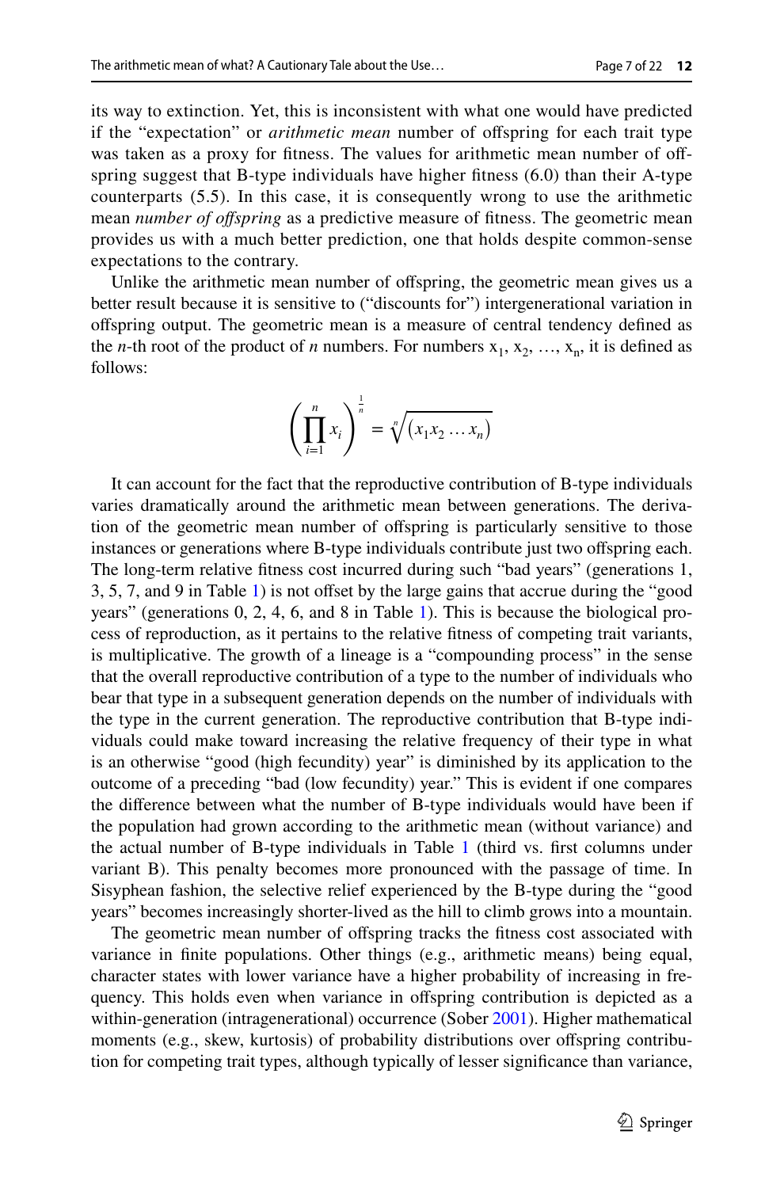its way to extinction. Yet, this is inconsistent with what one would have predicted if the "expectation" or *arithmetic mean* number of offspring for each trait type was taken as a proxy for fitness. The values for arithmetic mean number of offspring suggest that B-type individuals have higher fitness (6.0) than their A-type counterparts (5.5). In this case, it is consequently wrong to use the arithmetic mean *number of offspring* as a predictive measure of fitness. The geometric mean provides us with a much better prediction, one that holds despite common-sense expectations to the contrary.

Unlike the arithmetic mean number of offspring, the geometric mean gives us a better result because it is sensitive to ("discounts for") intergenerational variation in offspring output. The geometric mean is a measure of central tendency defined as the *n*-th root of the product of *n* numbers. For numbers $x_1, x_2, \ldots, x_n$, it is defined as follows:

$$\left(\prod_{i=1}^{n} x_i\right)^{\frac{1}{n}} = \sqrt[n]{\left(x_1 x_2 \ldots x_n\right)}$$

It can account for the fact that the reproductive contribution of B-type individuals varies dramatically around the arithmetic mean between generations. The derivation of the geometric mean number of offspring is particularly sensitive to those instances or generations where B-type individuals contribute just two offspring each. The long-term relative fitness cost incurred during such "bad years" (generations 1, 3, 5, 7, and 9 in Table 1) is not offset by the large gains that accrue during the "good years" (generations 0, 2, 4, 6, and 8 in Table 1). This is because the biological process of reproduction, as it pertains to the relative fitness of competing trait variants, is multiplicative. The growth of a lineage is a "compounding process" in the sense that the overall reproductive contribution of a type to the number of individuals who bear that type in a subsequent generation depends on the number of individuals with the type in the current generation. The reproductive contribution that B-type individuals could make toward increasing the relative frequency of their type in what is an otherwise "good (high fecundity) year" is diminished by its application to the outcome of a preceding "bad (low fecundity) year." This is evident if one compares the difference between what the number of B-type individuals would have been if the population had grown according to the arithmetic mean (without variance) and the actual number of B-type individuals in Table 1 (third vs. first columns under variant B). This penalty becomes more pronounced with the passage of time. In Sisyphean fashion, the selective relief experienced by the B-type during the "good years" becomes increasingly shorter-lived as the hill to climb grows into a mountain.

The geometric mean number of offspring tracks the fitness cost associated with variance in finite populations. Other things (e.g., arithmetic means) being equal, character states with lower variance have a higher probability of increasing in frequency. This holds even when variance in offspring contribution is depicted as a within-generation (intragenerational) occurrence (Sober 2001). Higher mathematical moments (e.g., skew, kurtosis) of probability distributions over offspring contribution for competing trait types, although typically of lesser significance than variance,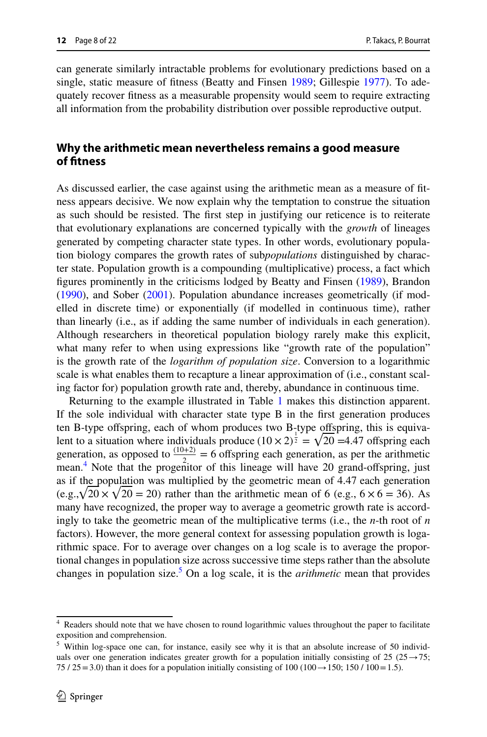can generate similarly intractable problems for evolutionary predictions based on a single, static measure of fitness (Beatty and Finsen 1989; Gillespie 1977). To adequately recover fitness as a measurable propensity would seem to require extracting all information from the probability distribution over possible reproductive output.

## Why the arithmetic mean nevertheless remains a good measure of fitness

As discussed earlier, the case against using the arithmetic mean as a measure of fitness appears decisive. We now explain why the temptation to construe the situation as such should be resisted. The first step in justifying our reticence is to reiterate that evolutionary explanations are concerned typically with the *growth* of lineages generated by competing character state types. In other words, evolutionary population biology compares the growth rates of sub*populations* distinguished by character state. Population growth is a compounding (multiplicative) process, a fact which figures prominently in the criticisms lodged by Beatty and Finsen (1989), Brandon (1990), and Sober (2001). Population abundance increases geometrically (if modelled in discrete time) or exponentially (if modelled in continuous time), rather than linearly (i.e., as if adding the same number of individuals in each generation). Although researchers in theoretical population biology rarely make this explicit, what many refer to when using expressions like "growth rate of the population" is the growth rate of the *logarithm of population size*. Conversion to a logarithmic scale is what enables them to recapture a linear approximation of (i.e., constant scaling factor for) population growth rate and, thereby, abundance in continuous time.

Returning to the example illustrated in Table 1 makes this distinction apparent. If the sole individual with character state type B in the first generation produces ten B-type offspring, each of whom produces two B-type offspring, this is equivalent to a situation where individuals produce $(10 \times 2)^{\frac{1}{2}} = \sqrt{20}$ =4.47 offspring each generation, as opposed to $\frac{(10+2)}{2} = 6$ offspring each generation, as per the arithmetic mean.[4] Note that the progenitor of this lineage will have 20 grand-offspring, just as if the population was multiplied by the geometric mean of 4.47 each generation (e.g.,$\sqrt{20} \times \sqrt{20} = 20$) rather than the arithmetic mean of 6 (e.g., $6 \times 6 = 36$). As many have recognized, the proper way to average a geometric growth rate is accordingly to take the geometric mean of the multiplicative terms (i.e., the *n*-th root of *n* factors). However, the more general context for assessing population growth is logarithmic space. For to average over changes on a log scale is to average the proportional changes in population size across successive time steps rather than the absolute changes in population size.[5] On a log scale, it is the *arithmetic* mean that provides

---

[4] Readers should note that we have chosen to round logarithmic values throughout the paper to facilitate exposition and comprehension.

[5] Within log-space one can, for instance, easily see why it is that an absolute increase of 50 individuals over one generation indicates greater growth for a population initially consisting of 25 (25→75; 75 / 25 = 3.0) than it does for a population initially consisting of 100 (100→150; 150 / 100 = 1.5).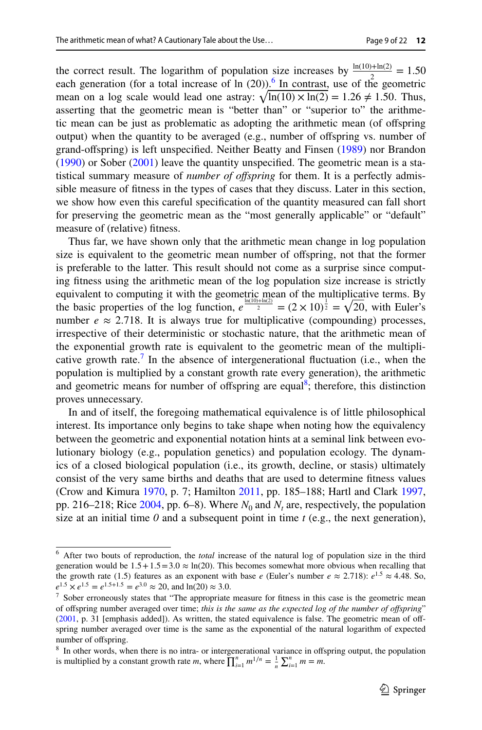the correct result. The logarithm of population size increases by $\frac{\ln(10)+\ln(2)}{2} = 1.50$ each generation (for a total increase of ln (20)).[6] In contrast, use of the geometric mean on a log scale would lead one astray: $\sqrt{\ln(10) \times \ln(2)} = 1.26 \neq 1.50$. Thus, asserting that the geometric mean is "better than" or "superior to" the arithmetic mean can be just as problematic as adopting the arithmetic mean (of offspring output) when the quantity to be averaged (e.g., number of offspring vs. number of grand-offspring) is left unspecified. Neither Beatty and Finsen (1989) nor Brandon (1990) or Sober (2001) leave the quantity unspecified. The geometric mean is a statistical summary measure of *number of offspring* for them. It is a perfectly admissible measure of fitness in the types of cases that they discuss. Later in this section, we show how even this careful specification of the quantity measured can fall short for preserving the geometric mean as the "most generally applicable" or "default" measure of (relative) fitness.

Thus far, we have shown only that the arithmetic mean change in log population size is equivalent to the geometric mean number of offspring, not that the former is preferable to the latter. This result should not come as a surprise since computing fitness using the arithmetic mean of the log population size increase is strictly equivalent to computing it with the geometric mean of the multiplicative terms. By the basic properties of the log function, $e^{\frac{\ln(10)+\ln(2)}{2}} = (2 \times 10)^{\frac{1}{2}} = \sqrt{20}$, with Euler's number $e \approx 2.718$. It is always true for multiplicative (compounding) processes, irrespective of their deterministic or stochastic nature, that the arithmetic mean of the exponential growth rate is equivalent to the geometric mean of the multiplicative growth rate.[7] In the absence of intergenerational fluctuation (i.e., when the population is multiplied by a constant growth rate every generation), the arithmetic and geometric means for number of offspring are equal[8]; therefore, this distinction proves unnecessary.

In and of itself, the foregoing mathematical equivalence is of little philosophical interest. Its importance only begins to take shape when noting how the equivalency between the geometric and exponential notation hints at a seminal link between evolutionary biology (e.g., population genetics) and population ecology. The dynamics of a closed biological population (i.e., its growth, decline, or stasis) ultimately consist of the very same births and deaths that are used to determine fitness values (Crow and Kimura 1970, p. 7; Hamilton 2011, pp. 185–188; Hartl and Clark 1997, pp. 216–218; Rice 2004, pp. 6–8). Where $N_0$ and $N_t$ are, respectively, the population size at an initial time *0* and a subsequent point in time *t* (e.g., the next generation),

---

[6] After two bouts of reproduction, the *total* increase of the natural log of population size in the third generation would be $1.5 + 1.5 = 3.0 \approx \ln(20)$. This becomes somewhat more obvious when recalling that the growth rate (1.5) features as an exponent with base $e$ (Euler's number $e \approx 2.718$): $e^{1.5} \approx 4.48$. So, $e^{1.5} \times e^{1.5} = e^{1.5+1.5} = e^{3.0} \approx 20$, and $\ln(20) \approx 3.0$.

[7] Sober erroneously states that "The appropriate measure for fitness in this case is the geometric mean of offspring number averaged over time; *this is the same as the expected log of the number of offspring*" (2001, p. 31 [emphasis added]). As written, the stated equivalence is false. The geometric mean of offspring number averaged over time is the same as the exponential of the natural logarithm of expected number of offspring.

[8] In other words, when there is no intra- or intergenerational variance in offspring output, the population is multiplied by a constant growth rate $m$, where $\prod_{i=1}^{n} m^{1/n} = \frac{1}{n}\sum_{i=1}^{n} m = m$.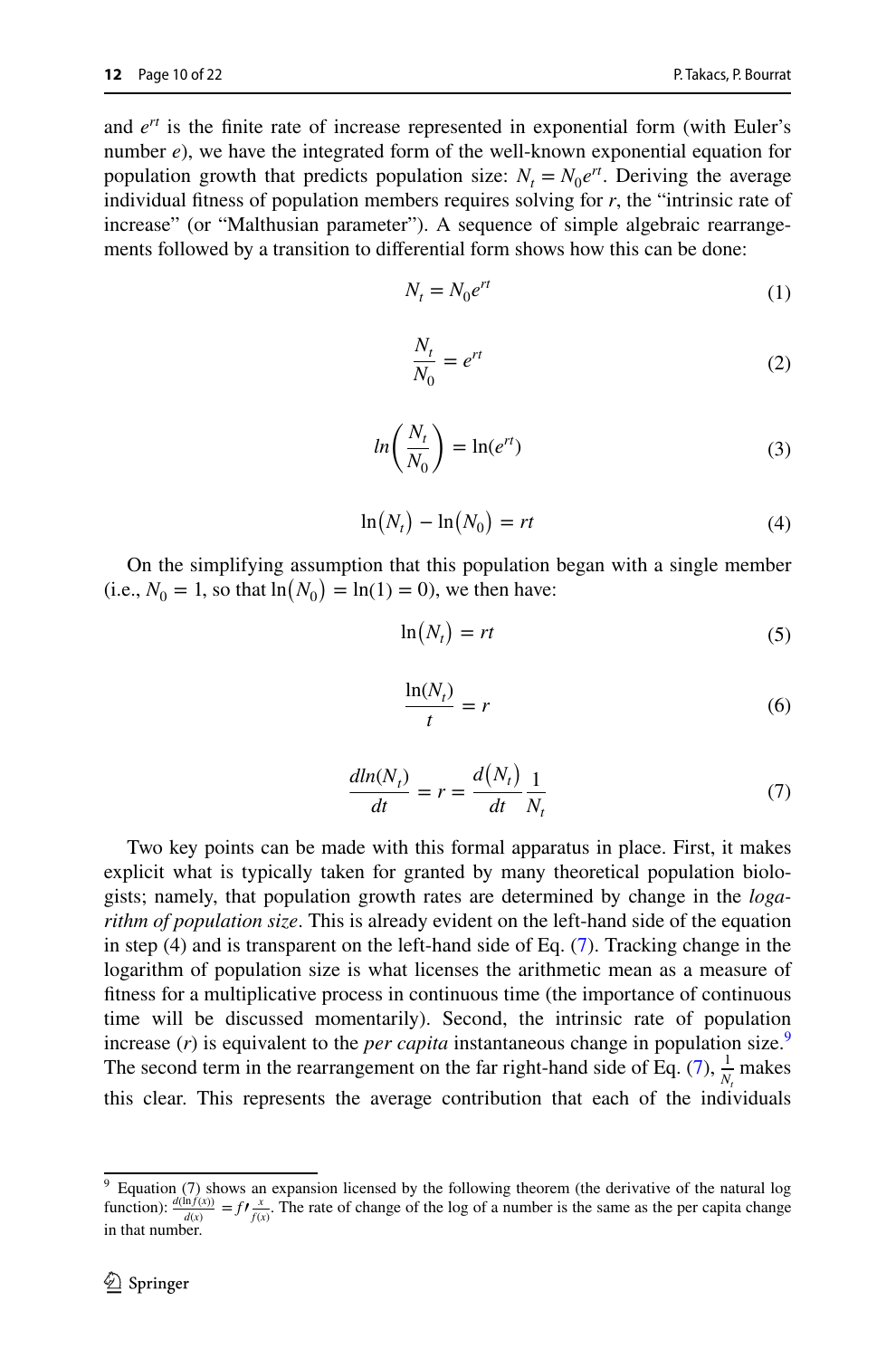and $e^{rt}$ is the finite rate of increase represented in exponential form (with Euler's number $e$), we have the integrated form of the well-known exponential equation for population growth that predicts population size: $N_t = N_0 e^{rt}$. Deriving the average individual fitness of population members requires solving for $r$, the "intrinsic rate of increase" (or "Malthusian parameter"). A sequence of simple algebraic rearrangements followed by a transition to differential form shows how this can be done:

$$N_t = N_0 e^{rt} \tag{1}$$

$$\frac{N_t}{N_0} = e^{rt} \tag{2}$$

$$ln\left(\frac{N_t}{N_0}\right) = \ln(e^{rt}) \tag{3}$$

$$\ln(N_t) - \ln(N_0) = rt \tag{4}$$

On the simplifying assumption that this population began with a single member (i.e., $N_0 = 1$, so that $\ln(N_0) = \ln(1) = 0$), we then have:

$$\ln(N_t) = rt \tag{5}$$

$$\frac{\ln(N_t)}{t} = r \tag{6}$$

$$\frac{dln(N_t)}{dt} = r = \frac{d(N_t)}{dt}\frac{1}{N_t} \tag{7}$$

Two key points can be made with this formal apparatus in place. First, it makes explicit what is typically taken for granted by many theoretical population biologists; namely, that population growth rates are determined by change in the *logarithm of population size*. This is already evident on the left-hand side of the equation in step (4) and is transparent on the left-hand side of Eq. (7). Tracking change in the logarithm of population size is what licenses the arithmetic mean as a measure of fitness for a multiplicative process in continuous time (the importance of continuous time will be discussed momentarily). Second, the intrinsic rate of population increase ($r$) is equivalent to the *per capita* instantaneous change in population size.[9] The second term in the rearrangement on the far right-hand side of Eq. (7), $\frac{1}{N_t}$ makes this clear. This represents the average contribution that each of the individuals

[9] Equation (7) shows an expansion licensed by the following theorem (the derivative of the natural log function): $\frac{d(\ln f(x))}{d(x)} = f\prime \frac{x}{f(x)}$. The rate of change of the log of a number is the same as the per capita change in that number.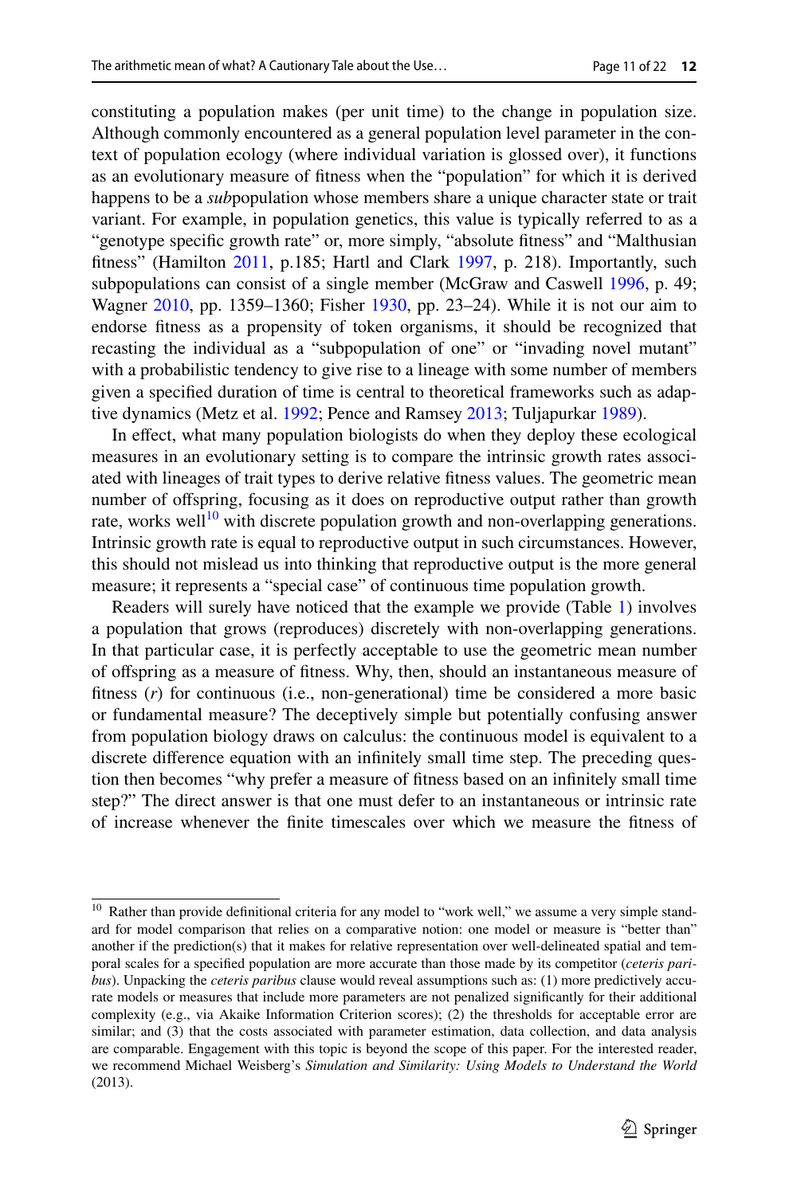constituting a population makes (per unit time) to the change in population size. Although commonly encountered as a general population level parameter in the context of population ecology (where individual variation is glossed over), it functions as an evolutionary measure of fitness when the "population" for which it is derived happens to be a *sub*population whose members share a unique character state or trait variant. For example, in population genetics, this value is typically referred to as a "genotype specific growth rate" or, more simply, "absolute fitness" and "Malthusian fitness" (Hamilton 2011, p.185; Hartl and Clark 1997, p. 218). Importantly, such subpopulations can consist of a single member (McGraw and Caswell 1996, p. 49; Wagner 2010, pp. 1359–1360; Fisher 1930, pp. 23–24). While it is not our aim to endorse fitness as a propensity of token organisms, it should be recognized that recasting the individual as a "subpopulation of one" or "invading novel mutant" with a probabilistic tendency to give rise to a lineage with some number of members given a specified duration of time is central to theoretical frameworks such as adaptive dynamics (Metz et al. 1992; Pence and Ramsey 2013; Tuljapurkar 1989).

In effect, what many population biologists do when they deploy these ecological measures in an evolutionary setting is to compare the intrinsic growth rates associated with lineages of trait types to derive relative fitness values. The geometric mean number of offspring, focusing as it does on reproductive output rather than growth rate, works well[10] with discrete population growth and non-overlapping generations. Intrinsic growth rate is equal to reproductive output in such circumstances. However, this should not mislead us into thinking that reproductive output is the more general measure; it represents a "special case" of continuous time population growth.

Readers will surely have noticed that the example we provide (Table 1) involves a population that grows (reproduces) discretely with non-overlapping generations. In that particular case, it is perfectly acceptable to use the geometric mean number of offspring as a measure of fitness. Why, then, should an instantaneous measure of fitness ($r$) for continuous (i.e., non-generational) time be considered a more basic or fundamental measure? The deceptively simple but potentially confusing answer from population biology draws on calculus: the continuous model is equivalent to a discrete difference equation with an infinitely small time step. The preceding question then becomes "why prefer a measure of fitness based on an infinitely small time step?" The direct answer is that one must defer to an instantaneous or intrinsic rate of increase whenever the finite timescales over which we measure the fitness of

[10] Rather than provide definitional criteria for any model to "work well," we assume a very simple standard for model comparison that relies on a comparative notion: one model or measure is "better than" another if the prediction(s) that it makes for relative representation over well-delineated spatial and temporal scales for a specified population are more accurate than those made by its competitor (*ceteris paribus*). Unpacking the *ceteris paribus* clause would reveal assumptions such as: (1) more predictively accurate models or measures that include more parameters are not penalized significantly for their additional complexity (e.g., via Akaike Information Criterion scores); (2) the thresholds for acceptable error are similar; and (3) that the costs associated with parameter estimation, data collection, and data analysis are comparable. Engagement with this topic is beyond the scope of this paper. For the interested reader, we recommend Michael Weisberg's *Simulation and Similarity: Using Models to Understand the World* (2013).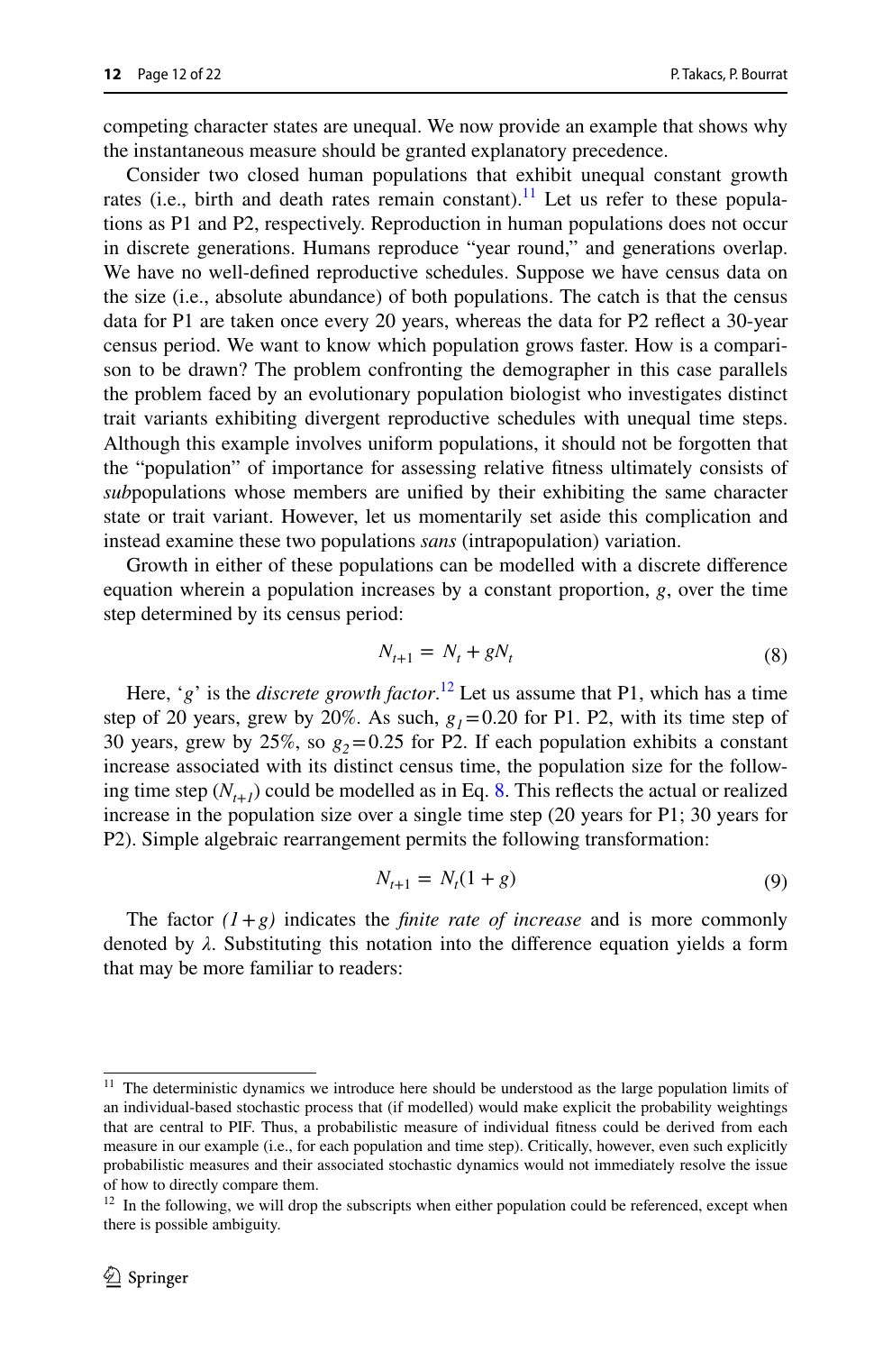competing character states are unequal. We now provide an example that shows why the instantaneous measure should be granted explanatory precedence.

Consider two closed human populations that exhibit unequal constant growth rates (i.e., birth and death rates remain constant).[11] Let us refer to these populations as P1 and P2, respectively. Reproduction in human populations does not occur in discrete generations. Humans reproduce "year round," and generations overlap. We have no well-defined reproductive schedules. Suppose we have census data on the size (i.e., absolute abundance) of both populations. The catch is that the census data for P1 are taken once every 20 years, whereas the data for P2 reflect a 30-year census period. We want to know which population grows faster. How is a comparison to be drawn? The problem confronting the demographer in this case parallels the problem faced by an evolutionary population biologist who investigates distinct trait variants exhibiting divergent reproductive schedules with unequal time steps. Although this example involves uniform populations, it should not be forgotten that the "population" of importance for assessing relative fitness ultimately consists of *sub*populations whose members are unified by their exhibiting the same character state or trait variant. However, let us momentarily set aside this complication and instead examine these two populations *sans* (intrapopulation) variation.

Growth in either of these populations can be modelled with a discrete difference equation wherein a population increases by a constant proportion, $g$, over the time step determined by its census period:

$$N_{t+1} = N_t + gN_t \tag{8}$$

Here, '$g$' is the *discrete growth factor*.[12] Let us assume that P1, which has a time step of 20 years, grew by 20%. As such, $g_1 = 0.20$ for P1. P2, with its time step of 30 years, grew by 25%, so $g_2 = 0.25$ for P2. If each population exhibits a constant increase associated with its distinct census time, the population size for the following time step ($N_{t+1}$) could be modelled as in Eq. 8. This reflects the actual or realized increase in the population size over a single time step (20 years for P1; 30 years for P2). Simple algebraic rearrangement permits the following transformation:

$$N_{t+1} = N_t(1 + g) \tag{9}$$

The factor $(1+g)$ indicates the *finite rate of increase* and is more commonly denoted by $\lambda$. Substituting this notation into the difference equation yields a form that may be more familiar to readers:

---

[11] The deterministic dynamics we introduce here should be understood as the large population limits of an individual-based stochastic process that (if modelled) would make explicit the probability weightings that are central to PIF. Thus, a probabilistic measure of individual fitness could be derived from each measure in our example (i.e., for each population and time step). Critically, however, even such explicitly probabilistic measures and their associated stochastic dynamics would not immediately resolve the issue of how to directly compare them.

[12] In the following, we will drop the subscripts when either population could be referenced, except when there is possible ambiguity.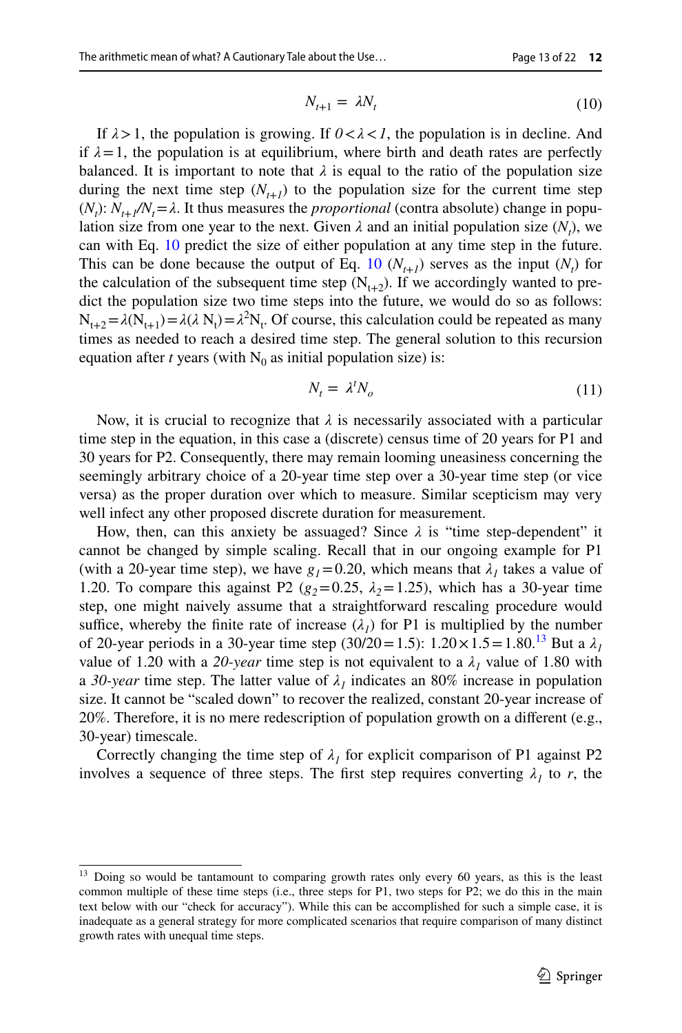$$N_{t+1} = \lambda N_t \quad (10)$$

If $\lambda > 1$, the population is growing. If $0 < \lambda < 1$, the population is in decline. And if $\lambda = 1$, the population is at equilibrium, where birth and death rates are perfectly balanced. It is important to note that $\lambda$ is equal to the ratio of the population size during the next time step ($N_{t+1}$) to the population size for the current time step ($N_t$): $N_{t+1}/N_t = \lambda$. It thus measures the *proportional* (contra absolute) change in population size from one year to the next. Given $\lambda$ and an initial population size ($N_t$), we can with Eq. 10 predict the size of either population at any time step in the future. This can be done because the output of Eq. 10 ($N_{t+1}$) serves as the input ($N_t$) for the calculation of the subsequent time step ($N_{t+2}$). If we accordingly wanted to predict the population size two time steps into the future, we would do so as follows: $N_{t+2} = \lambda(N_{t+1}) = \lambda(\lambda N_t) = \lambda^2 N_t$. Of course, this calculation could be repeated as many times as needed to reach a desired time step. The general solution to this recursion equation after *t* years (with $N_0$ as initial population size) is:

$$N_t = \lambda^t N_o \quad (11)$$

Now, it is crucial to recognize that $\lambda$ is necessarily associated with a particular time step in the equation, in this case a (discrete) census time of 20 years for P1 and 30 years for P2. Consequently, there may remain looming uneasiness concerning the seemingly arbitrary choice of a 20-year time step over a 30-year time step (or vice versa) as the proper duration over which to measure. Similar scepticism may very well infect any other proposed discrete duration for measurement.

How, then, can this anxiety be assuaged? Since $\lambda$ is "time step-dependent" it cannot be changed by simple scaling. Recall that in our ongoing example for P1 (with a 20-year time step), we have $g_1 = 0.20$, which means that $\lambda_1$ takes a value of 1.20. To compare this against P2 ($g_2 = 0.25$, $\lambda_2 = 1.25$), which has a 30-year time step, one might naively assume that a straightforward rescaling procedure would suffice, whereby the finite rate of increase ($\lambda_1$) for P1 is multiplied by the number of 20-year periods in a 30-year time step ($30/20 = 1.5$): $1.20 \times 1.5 = 1.80$.[13] But a $\lambda_1$ value of 1.20 with a *20-year* time step is not equivalent to a $\lambda_1$ value of 1.80 with a *30-year* time step. The latter value of $\lambda_1$ indicates an 80% increase in population size. It cannot be "scaled down" to recover the realized, constant 20-year increase of 20%. Therefore, it is no mere redescription of population growth on a different (e.g., 30-year) timescale.

Correctly changing the time step of $\lambda_1$ for explicit comparison of P1 against P2 involves a sequence of three steps. The first step requires converting $\lambda_1$ to *r*, the

[13] Doing so would be tantamount to comparing growth rates only every 60 years, as this is the least common multiple of these time steps (i.e., three steps for P1, two steps for P2; we do this in the main text below with our "check for accuracy"). While this can be accomplished for such a simple case, it is inadequate as a general strategy for more complicated scenarios that require comparison of many distinct growth rates with unequal time steps.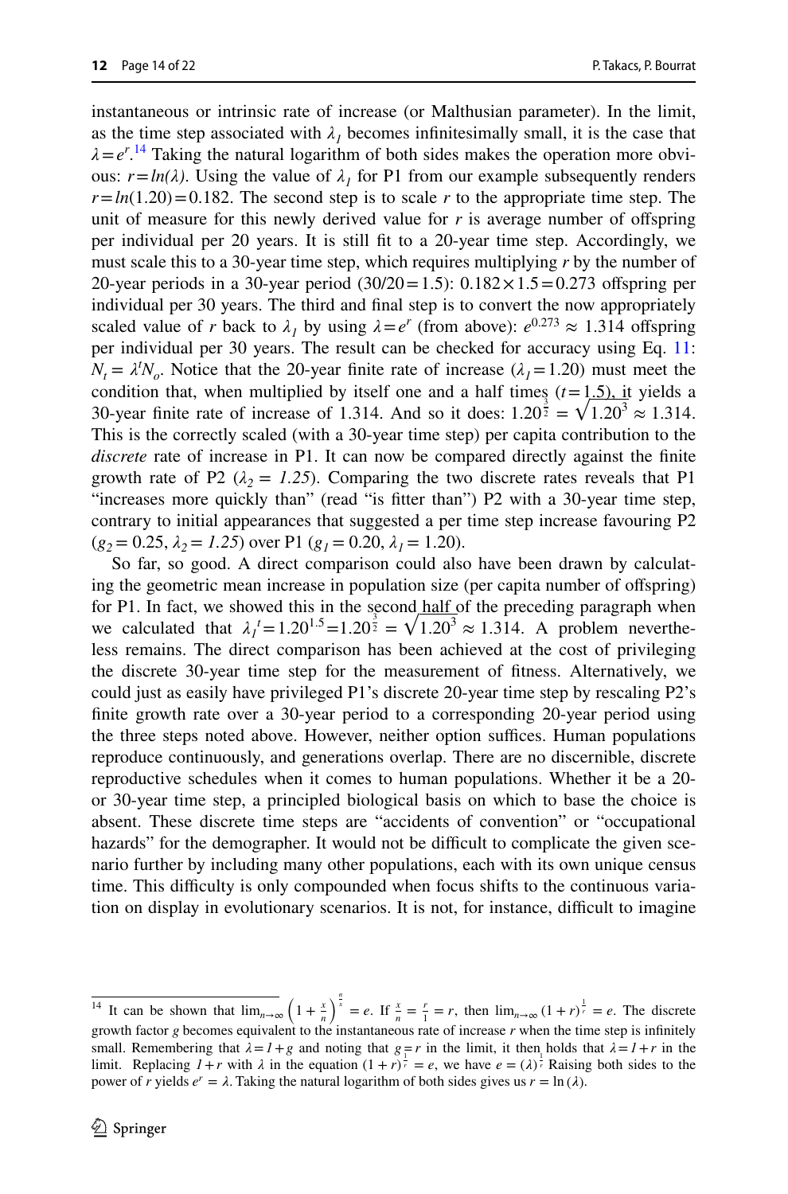instantaneous or intrinsic rate of increase (or Malthusian parameter). In the limit, as the time step associated with $\lambda_1$ becomes infinitesimally small, it is the case that $\lambda = e^r$.[14] Taking the natural logarithm of both sides makes the operation more obvious: $r = ln(\lambda)$. Using the value of $\lambda_1$ for P1 from our example subsequently renders $r = ln(1.20) = 0.182$. The second step is to scale $r$ to the appropriate time step. The unit of measure for this newly derived value for $r$ is average number of offspring per individual per 20 years. It is still fit to a 20-year time step. Accordingly, we must scale this to a 30-year time step, which requires multiplying $r$ by the number of 20-year periods in a 30-year period ($30/20 = 1.5$): $0.182 \times 1.5 = 0.273$ offspring per individual per 30 years. The third and final step is to convert the now appropriately scaled value of $r$ back to $\lambda_1$ by using $\lambda = e^r$ (from above): $e^{0.273} \approx 1.314$ offspring per individual per 30 years. The result can be checked for accuracy using Eq. 11: $N_t = \lambda^t N_o$. Notice that the 20-year finite rate of increase ($\lambda_1 = 1.20$) must meet the condition that, when multiplied by itself one and a half times ($t = 1.5$), it yields a 30-year finite rate of increase of 1.314. And so it does: $1.20^{\frac{3}{2}} = \sqrt{1.20^3} \approx 1.314$. This is the correctly scaled (with a 30-year time step) per capita contribution to the *discrete* rate of increase in P1. It can now be compared directly against the finite growth rate of P2 ($\lambda_2 = 1.25$). Comparing the two discrete rates reveals that P1 "increases more quickly than" (read "is fitter than") P2 with a 30-year time step, contrary to initial appearances that suggested a per time step increase favouring P2 ($g_2 = 0.25$, $\lambda_2 = 1.25$) over P1 ($g_1 = 0.20$, $\lambda_1 = 1.20$).

So far, so good. A direct comparison could also have been drawn by calculating the geometric mean increase in population size (per capita number of offspring) for P1. In fact, we showed this in the second half of the preceding paragraph when we calculated that $\lambda_1{}^t = 1.20^{1.5} = 1.20^{\frac{3}{2}} = \sqrt{1.20^3} \approx 1.314$. A problem nevertheless remains. The direct comparison has been achieved at the cost of privileging the discrete 30-year time step for the measurement of fitness. Alternatively, we could just as easily have privileged P1's discrete 20-year time step by rescaling P2's finite growth rate over a 30-year period to a corresponding 20-year period using the three steps noted above. However, neither option suffices. Human populations reproduce continuously, and generations overlap. There are no discernible, discrete reproductive schedules when it comes to human populations. Whether it be a 20- or 30-year time step, a principled biological basis on which to base the choice is absent. These discrete time steps are "accidents of convention" or "occupational hazards" for the demographer. It would not be difficult to complicate the given scenario further by including many other populations, each with its own unique census time. This difficulty is only compounded when focus shifts to the continuous variation on display in evolutionary scenarios. It is not, for instance, difficult to imagine

---

[14] It can be shown that $\lim_{n\to\infty}\left(1+\frac{x}{n}\right)^{\frac{n}{x}} = e$. If $\frac{x}{n} = \frac{r}{1} = r$, then $\lim_{n\to\infty}(1+r)^{\frac{1}{r}} = e$. The discrete growth factor $g$ becomes equivalent to the instantaneous rate of increase $r$ when the time step is infinitely small. Remembering that $\lambda = 1 + g$ and noting that $g = r$ in the limit, it then holds that $\lambda = 1 + r$ in the limit. Replacing $1 + r$ with $\lambda$ in the equation $(1+r)^{\frac{1}{r}} = e$, we have $e = (\lambda)^{\frac{1}{r}}$ Raising both sides to the power of $r$ yields $e^r = \lambda$. Taking the natural logarithm of both sides gives us $r = \ln(\lambda)$.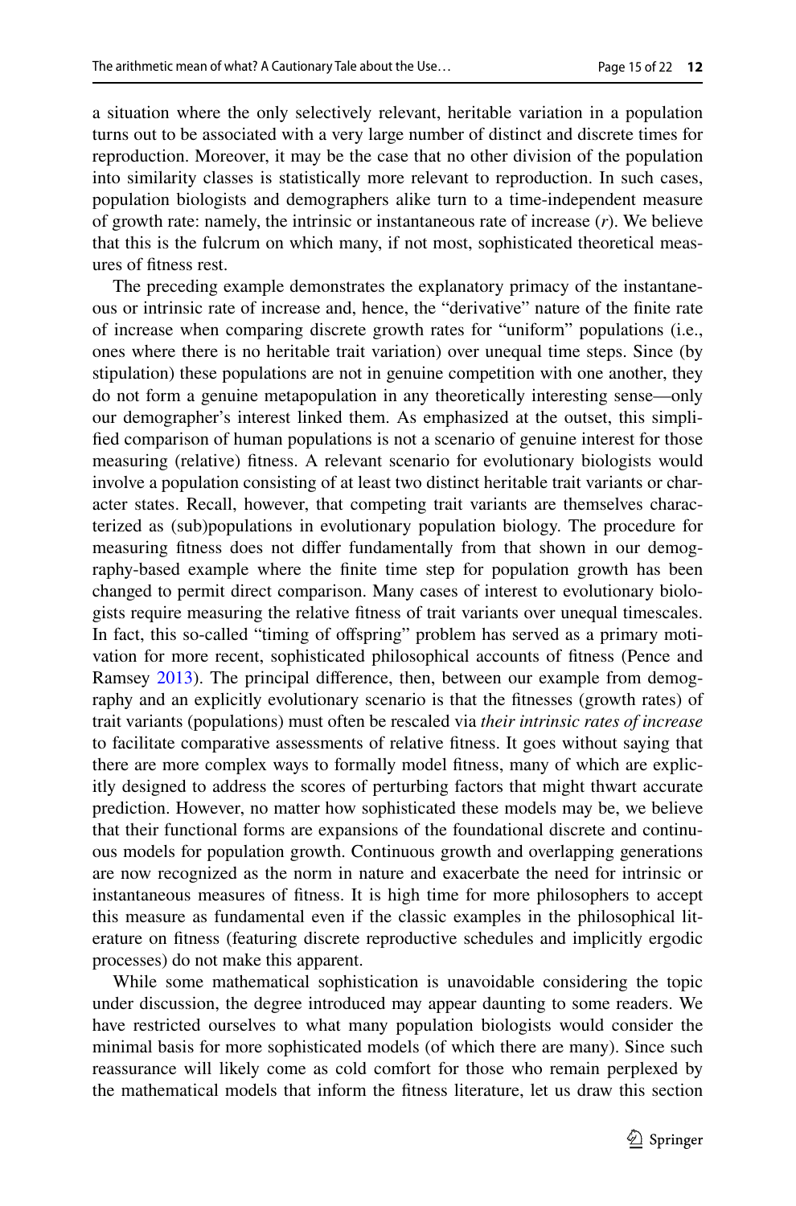a situation where the only selectively relevant, heritable variation in a population turns out to be associated with a very large number of distinct and discrete times for reproduction. Moreover, it may be the case that no other division of the population into similarity classes is statistically more relevant to reproduction. In such cases, population biologists and demographers alike turn to a time-independent measure of growth rate: namely, the intrinsic or instantaneous rate of increase ($r$). We believe that this is the fulcrum on which many, if not most, sophisticated theoretical measures of fitness rest.

The preceding example demonstrates the explanatory primacy of the instantaneous or intrinsic rate of increase and, hence, the "derivative" nature of the finite rate of increase when comparing discrete growth rates for "uniform" populations (i.e., ones where there is no heritable trait variation) over unequal time steps. Since (by stipulation) these populations are not in genuine competition with one another, they do not form a genuine metapopulation in any theoretically interesting sense—only our demographer's interest linked them. As emphasized at the outset, this simplified comparison of human populations is not a scenario of genuine interest for those measuring (relative) fitness. A relevant scenario for evolutionary biologists would involve a population consisting of at least two distinct heritable trait variants or character states. Recall, however, that competing trait variants are themselves characterized as (sub)populations in evolutionary population biology. The procedure for measuring fitness does not differ fundamentally from that shown in our demography-based example where the finite time step for population growth has been changed to permit direct comparison. Many cases of interest to evolutionary biologists require measuring the relative fitness of trait variants over unequal timescales. In fact, this so-called "timing of offspring" problem has served as a primary motivation for more recent, sophisticated philosophical accounts of fitness (Pence and Ramsey 2013). The principal difference, then, between our example from demography and an explicitly evolutionary scenario is that the fitnesses (growth rates) of trait variants (populations) must often be rescaled via *their intrinsic rates of increase* to facilitate comparative assessments of relative fitness. It goes without saying that there are more complex ways to formally model fitness, many of which are explicitly designed to address the scores of perturbing factors that might thwart accurate prediction. However, no matter how sophisticated these models may be, we believe that their functional forms are expansions of the foundational discrete and continuous models for population growth. Continuous growth and overlapping generations are now recognized as the norm in nature and exacerbate the need for intrinsic or instantaneous measures of fitness. It is high time for more philosophers to accept this measure as fundamental even if the classic examples in the philosophical literature on fitness (featuring discrete reproductive schedules and implicitly ergodic processes) do not make this apparent.

While some mathematical sophistication is unavoidable considering the topic under discussion, the degree introduced may appear daunting to some readers. We have restricted ourselves to what many population biologists would consider the minimal basis for more sophisticated models (of which there are many). Since such reassurance will likely come as cold comfort for those who remain perplexed by the mathematical models that inform the fitness literature, let us draw this section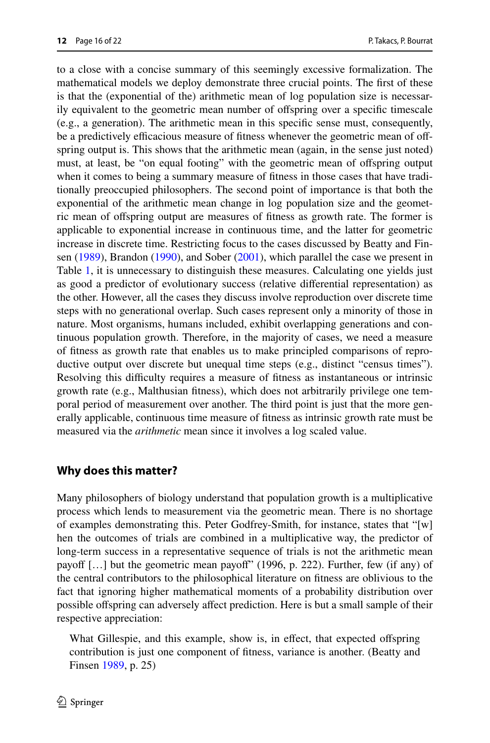to a close with a concise summary of this seemingly excessive formalization. The mathematical models we deploy demonstrate three crucial points. The first of these is that the (exponential of the) arithmetic mean of log population size is necessarily equivalent to the geometric mean number of offspring over a specific timescale (e.g., a generation). The arithmetic mean in this specific sense must, consequently, be a predictively efficacious measure of fitness whenever the geometric mean of offspring output is. This shows that the arithmetic mean (again, in the sense just noted) must, at least, be "on equal footing" with the geometric mean of offspring output when it comes to being a summary measure of fitness in those cases that have traditionally preoccupied philosophers. The second point of importance is that both the exponential of the arithmetic mean change in log population size and the geometric mean of offspring output are measures of fitness as growth rate. The former is applicable to exponential increase in continuous time, and the latter for geometric increase in discrete time. Restricting focus to the cases discussed by Beatty and Finsen (1989), Brandon (1990), and Sober (2001), which parallel the case we present in Table 1, it is unnecessary to distinguish these measures. Calculating one yields just as good a predictor of evolutionary success (relative differential representation) as the other. However, all the cases they discuss involve reproduction over discrete time steps with no generational overlap. Such cases represent only a minority of those in nature. Most organisms, humans included, exhibit overlapping generations and continuous population growth. Therefore, in the majority of cases, we need a measure of fitness as growth rate that enables us to make principled comparisons of reproductive output over discrete but unequal time steps (e.g., distinct "census times"). Resolving this difficulty requires a measure of fitness as instantaneous or intrinsic growth rate (e.g., Malthusian fitness), which does not arbitrarily privilege one temporal period of measurement over another. The third point is just that the more generally applicable, continuous time measure of fitness as intrinsic growth rate must be measured via the *arithmetic* mean since it involves a log scaled value.

## Why does this matter?

Many philosophers of biology understand that population growth is a multiplicative process which lends to measurement via the geometric mean. There is no shortage of examples demonstrating this. Peter Godfrey-Smith, for instance, states that "[w]hen the outcomes of trials are combined in a multiplicative way, the predictor of long-term success in a representative sequence of trials is not the arithmetic mean payoff […] but the geometric mean payoff" (1996, p. 222). Further, few (if any) of the central contributors to the philosophical literature on fitness are oblivious to the fact that ignoring higher mathematical moments of a probability distribution over possible offspring can adversely affect prediction. Here is but a small sample of their respective appreciation:

> What Gillespie, and this example, show is, in effect, that expected offspring contribution is just one component of fitness, variance is another. (Beatty and Finsen 1989, p. 25)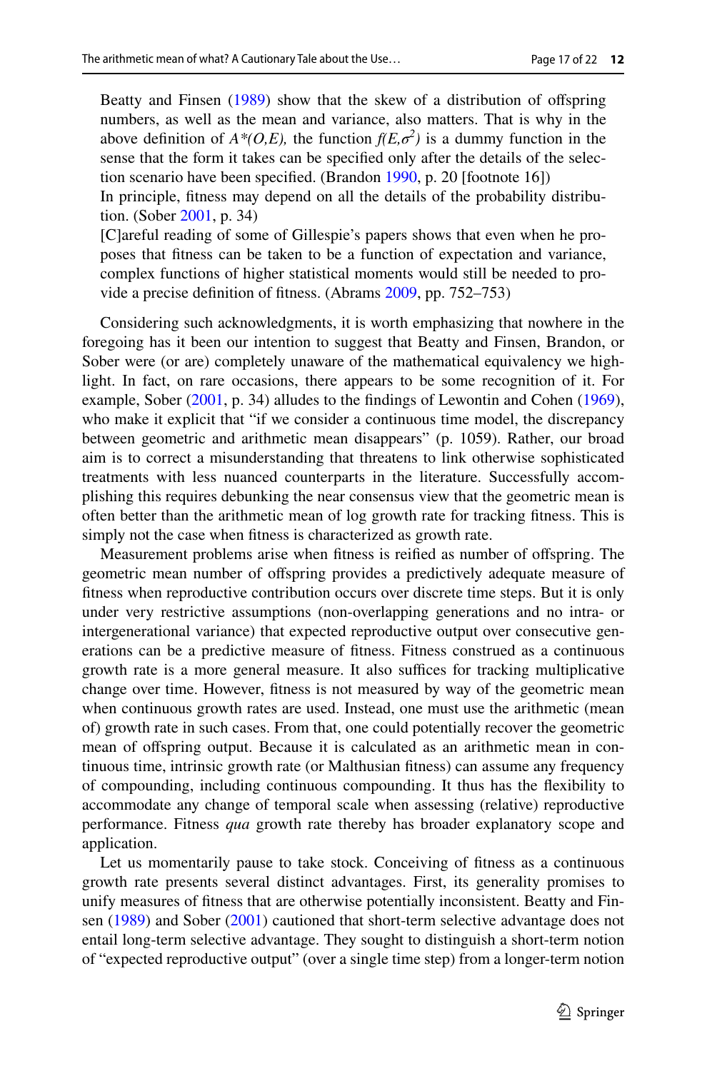> Beatty and Finsen (1989) show that the skew of a distribution of offspring numbers, as well as the mean and variance, also matters. That is why in the above definition of *A\*(O,E),* the function $f(E,\sigma^2)$ is a dummy function in the sense that the form it takes can be specified only after the details of the selection scenario have been specified. (Brandon 1990, p. 20 [footnote 16])
>
> In principle, fitness may depend on all the details of the probability distribution. (Sober 2001, p. 34)
>
> [C]areful reading of some of Gillespie's papers shows that even when he proposes that fitness can be taken to be a function of expectation and variance, complex functions of higher statistical moments would still be needed to provide a precise definition of fitness. (Abrams 2009, pp. 752–753)

Considering such acknowledgments, it is worth emphasizing that nowhere in the foregoing has it been our intention to suggest that Beatty and Finsen, Brandon, or Sober were (or are) completely unaware of the mathematical equivalency we highlight. In fact, on rare occasions, there appears to be some recognition of it. For example, Sober (2001, p. 34) alludes to the findings of Lewontin and Cohen (1969), who make it explicit that "if we consider a continuous time model, the discrepancy between geometric and arithmetic mean disappears" (p. 1059). Rather, our broad aim is to correct a misunderstanding that threatens to link otherwise sophisticated treatments with less nuanced counterparts in the literature. Successfully accomplishing this requires debunking the near consensus view that the geometric mean is often better than the arithmetic mean of log growth rate for tracking fitness. This is simply not the case when fitness is characterized as growth rate.

Measurement problems arise when fitness is reified as number of offspring. The geometric mean number of offspring provides a predictively adequate measure of fitness when reproductive contribution occurs over discrete time steps. But it is only under very restrictive assumptions (non-overlapping generations and no intra- or intergenerational variance) that expected reproductive output over consecutive generations can be a predictive measure of fitness. Fitness construed as a continuous growth rate is a more general measure. It also suffices for tracking multiplicative change over time. However, fitness is not measured by way of the geometric mean when continuous growth rates are used. Instead, one must use the arithmetic (mean of) growth rate in such cases. From that, one could potentially recover the geometric mean of offspring output. Because it is calculated as an arithmetic mean in continuous time, intrinsic growth rate (or Malthusian fitness) can assume any frequency of compounding, including continuous compounding. It thus has the flexibility to accommodate any change of temporal scale when assessing (relative) reproductive performance. Fitness *qua* growth rate thereby has broader explanatory scope and application.

Let us momentarily pause to take stock. Conceiving of fitness as a continuous growth rate presents several distinct advantages. First, its generality promises to unify measures of fitness that are otherwise potentially inconsistent. Beatty and Finsen (1989) and Sober (2001) cautioned that short-term selective advantage does not entail long-term selective advantage. They sought to distinguish a short-term notion of "expected reproductive output" (over a single time step) from a longer-term notion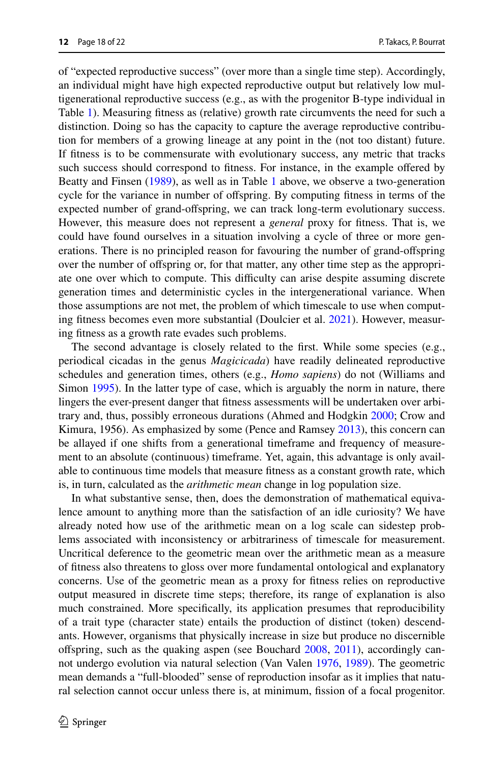of "expected reproductive success" (over more than a single time step). Accordingly, an individual might have high expected reproductive output but relatively low multigenerational reproductive success (e.g., as with the progenitor B-type individual in Table 1). Measuring fitness as (relative) growth rate circumvents the need for such a distinction. Doing so has the capacity to capture the average reproductive contribution for members of a growing lineage at any point in the (not too distant) future. If fitness is to be commensurate with evolutionary success, any metric that tracks such success should correspond to fitness. For instance, in the example offered by Beatty and Finsen (1989), as well as in Table 1 above, we observe a two-generation cycle for the variance in number of offspring. By computing fitness in terms of the expected number of grand-offspring, we can track long-term evolutionary success. However, this measure does not represent a *general* proxy for fitness. That is, we could have found ourselves in a situation involving a cycle of three or more generations. There is no principled reason for favouring the number of grand-offspring over the number of offspring or, for that matter, any other time step as the appropriate one over which to compute. This difficulty can arise despite assuming discrete generation times and deterministic cycles in the intergenerational variance. When those assumptions are not met, the problem of which timescale to use when computing fitness becomes even more substantial (Doulcier et al. 2021). However, measuring fitness as a growth rate evades such problems.

The second advantage is closely related to the first. While some species (e.g., periodical cicadas in the genus *Magicicada*) have readily delineated reproductive schedules and generation times, others (e.g., *Homo sapiens*) do not (Williams and Simon 1995). In the latter type of case, which is arguably the norm in nature, there lingers the ever-present danger that fitness assessments will be undertaken over arbitrary and, thus, possibly erroneous durations (Ahmed and Hodgkin 2000; Crow and Kimura, 1956). As emphasized by some (Pence and Ramsey 2013), this concern can be allayed if one shifts from a generational timeframe and frequency of measurement to an absolute (continuous) timeframe. Yet, again, this advantage is only available to continuous time models that measure fitness as a constant growth rate, which is, in turn, calculated as the *arithmetic mean* change in log population size.

In what substantive sense, then, does the demonstration of mathematical equivalence amount to anything more than the satisfaction of an idle curiosity? We have already noted how use of the arithmetic mean on a log scale can sidestep problems associated with inconsistency or arbitrariness of timescale for measurement. Uncritical deference to the geometric mean over the arithmetic mean as a measure of fitness also threatens to gloss over more fundamental ontological and explanatory concerns. Use of the geometric mean as a proxy for fitness relies on reproductive output measured in discrete time steps; therefore, its range of explanation is also much constrained. More specifically, its application presumes that reproducibility of a trait type (character state) entails the production of distinct (token) descendants. However, organisms that physically increase in size but produce no discernible offspring, such as the quaking aspen (see Bouchard 2008, 2011), accordingly cannot undergo evolution via natural selection (Van Valen 1976, 1989). The geometric mean demands a "full-blooded" sense of reproduction insofar as it implies that natural selection cannot occur unless there is, at minimum, fission of a focal progenitor.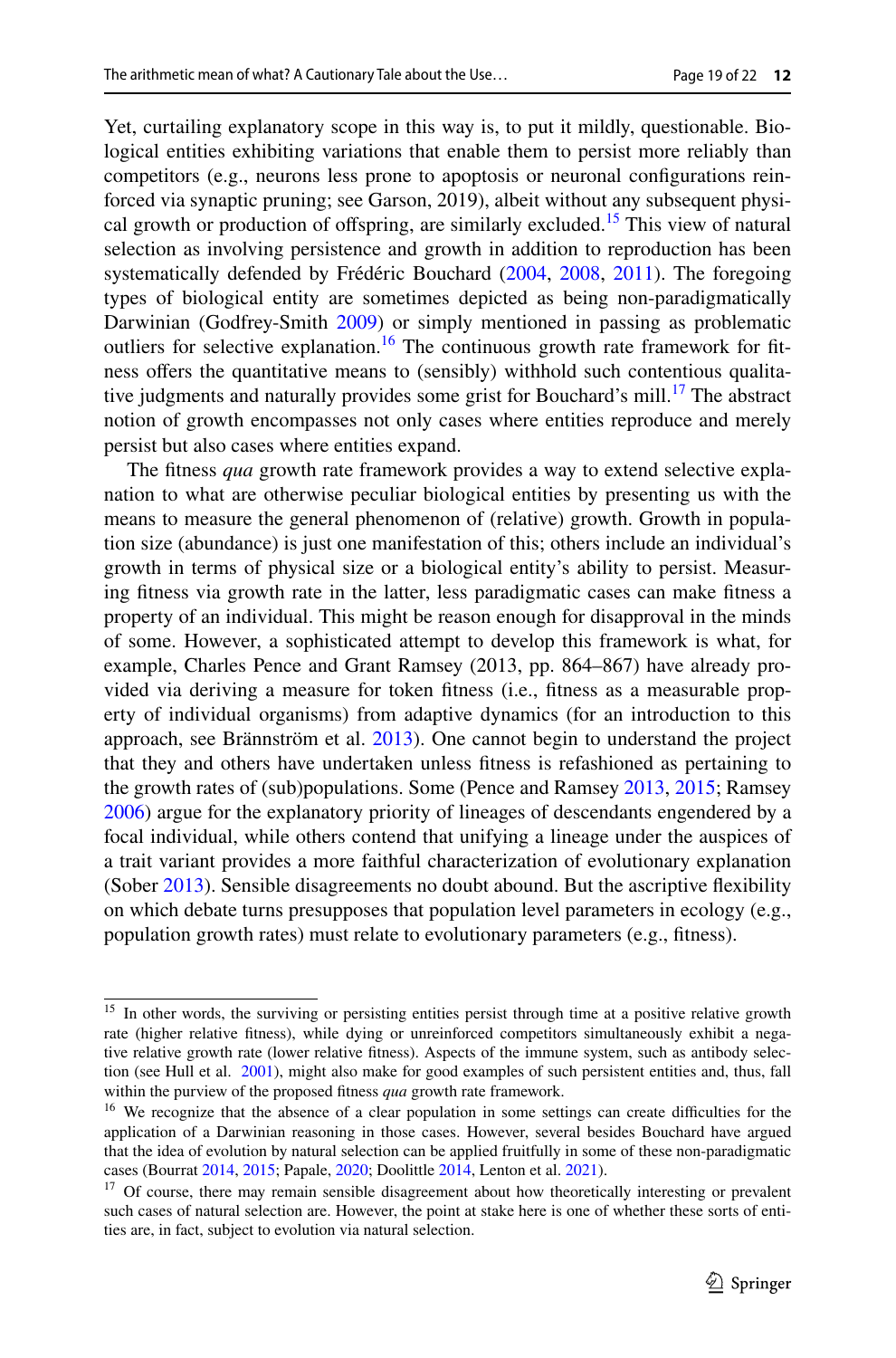Yet, curtailing explanatory scope in this way is, to put it mildly, questionable. Biological entities exhibiting variations that enable them to persist more reliably than competitors (e.g., neurons less prone to apoptosis or neuronal configurations reinforced via synaptic pruning; see Garson, 2019), albeit without any subsequent physical growth or production of offspring, are similarly excluded.[15] This view of natural selection as involving persistence and growth in addition to reproduction has been systematically defended by Frédéric Bouchard (2004, 2008, 2011). The foregoing types of biological entity are sometimes depicted as being non-paradigmatically Darwinian (Godfrey-Smith 2009) or simply mentioned in passing as problematic outliers for selective explanation.[16] The continuous growth rate framework for fitness offers the quantitative means to (sensibly) withhold such contentious qualitative judgments and naturally provides some grist for Bouchard's mill.[17] The abstract notion of growth encompasses not only cases where entities reproduce and merely persist but also cases where entities expand.

The fitness *qua* growth rate framework provides a way to extend selective explanation to what are otherwise peculiar biological entities by presenting us with the means to measure the general phenomenon of (relative) growth. Growth in population size (abundance) is just one manifestation of this; others include an individual's growth in terms of physical size or a biological entity's ability to persist. Measuring fitness via growth rate in the latter, less paradigmatic cases can make fitness a property of an individual. This might be reason enough for disapproval in the minds of some. However, a sophisticated attempt to develop this framework is what, for example, Charles Pence and Grant Ramsey (2013, pp. 864–867) have already provided via deriving a measure for token fitness (i.e., fitness as a measurable property of individual organisms) from adaptive dynamics (for an introduction to this approach, see Brännström et al. 2013). One cannot begin to understand the project that they and others have undertaken unless fitness is refashioned as pertaining to the growth rates of (sub)populations. Some (Pence and Ramsey 2013, 2015; Ramsey 2006) argue for the explanatory priority of lineages of descendants engendered by a focal individual, while others contend that unifying a lineage under the auspices of a trait variant provides a more faithful characterization of evolutionary explanation (Sober 2013). Sensible disagreements no doubt abound. But the ascriptive flexibility on which debate turns presupposes that population level parameters in ecology (e.g., population growth rates) must relate to evolutionary parameters (e.g., fitness).

---

[15] In other words, the surviving or persisting entities persist through time at a positive relative growth rate (higher relative fitness), while dying or unreinforced competitors simultaneously exhibit a negative relative growth rate (lower relative fitness). Aspects of the immune system, such as antibody selection (see Hull et al. 2001), might also make for good examples of such persistent entities and, thus, fall within the purview of the proposed fitness *qua* growth rate framework.

[16] We recognize that the absence of a clear population in some settings can create difficulties for the application of a Darwinian reasoning in those cases. However, several besides Bouchard have argued that the idea of evolution by natural selection can be applied fruitfully in some of these non-paradigmatic cases (Bourrat 2014, 2015; Papale, 2020; Doolittle 2014, Lenton et al. 2021).

[17] Of course, there may remain sensible disagreement about how theoretically interesting or prevalent such cases of natural selection are. However, the point at stake here is one of whether these sorts of entities are, in fact, subject to evolution via natural selection.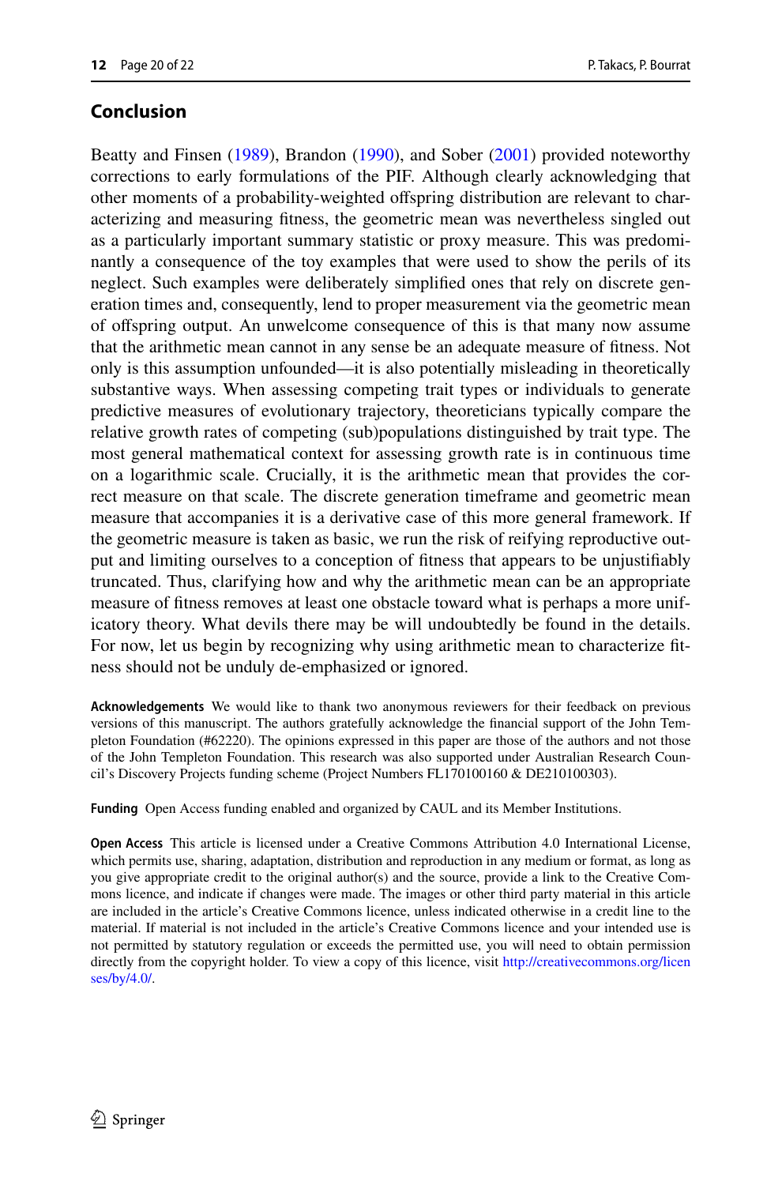## Conclusion

Beatty and Finsen (1989), Brandon (1990), and Sober (2001) provided noteworthy corrections to early formulations of the PIF. Although clearly acknowledging that other moments of a probability-weighted offspring distribution are relevant to characterizing and measuring fitness, the geometric mean was nevertheless singled out as a particularly important summary statistic or proxy measure. This was predominantly a consequence of the toy examples that were used to show the perils of its neglect. Such examples were deliberately simplified ones that rely on discrete generation times and, consequently, lend to proper measurement via the geometric mean of offspring output. An unwelcome consequence of this is that many now assume that the arithmetic mean cannot in any sense be an adequate measure of fitness. Not only is this assumption unfounded—it is also potentially misleading in theoretically substantive ways. When assessing competing trait types or individuals to generate predictive measures of evolutionary trajectory, theoreticians typically compare the relative growth rates of competing (sub)populations distinguished by trait type. The most general mathematical context for assessing growth rate is in continuous time on a logarithmic scale. Crucially, it is the arithmetic mean that provides the correct measure on that scale. The discrete generation timeframe and geometric mean measure that accompanies it is a derivative case of this more general framework. If the geometric measure is taken as basic, we run the risk of reifying reproductive output and limiting ourselves to a conception of fitness that appears to be unjustifiably truncated. Thus, clarifying how and why the arithmetic mean can be an appropriate measure of fitness removes at least one obstacle toward what is perhaps a more unificatory theory. What devils there may be will undoubtedly be found in the details. For now, let us begin by recognizing why using arithmetic mean to characterize fitness should not be unduly de-emphasized or ignored.

**Acknowledgements** We would like to thank two anonymous reviewers for their feedback on previous versions of this manuscript. The authors gratefully acknowledge the financial support of the John Templeton Foundation (#62220). The opinions expressed in this paper are those of the authors and not those of the John Templeton Foundation. This research was also supported under Australian Research Council's Discovery Projects funding scheme (Project Numbers FL170100160 & DE210100303).

**Funding** Open Access funding enabled and organized by CAUL and its Member Institutions.

**Open Access** This article is licensed under a Creative Commons Attribution 4.0 International License, which permits use, sharing, adaptation, distribution and reproduction in any medium or format, as long as you give appropriate credit to the original author(s) and the source, provide a link to the Creative Commons licence, and indicate if changes were made. The images or other third party material in this article are included in the article's Creative Commons licence, unless indicated otherwise in a credit line to the material. If material is not included in the article's Creative Commons licence and your intended use is not permitted by statutory regulation or exceeds the permitted use, you will need to obtain permission directly from the copyright holder. To view a copy of this licence, visit http://creativecommons.org/licenses/by/4.0/.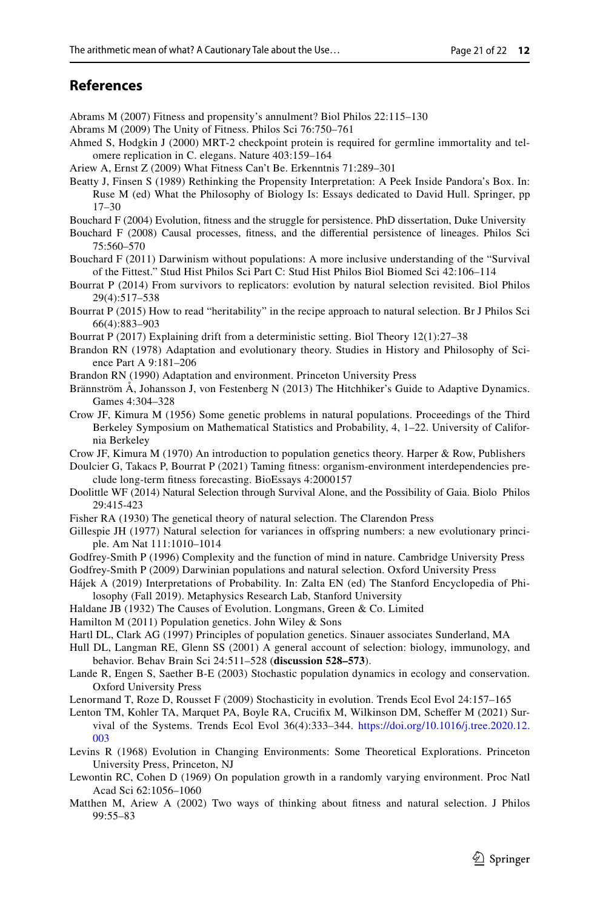## References

Abrams M (2007) Fitness and propensity's annulment? Biol Philos 22:115–130

Abrams M (2009) The Unity of Fitness. Philos Sci 76:750–761

Ahmed S, Hodgkin J (2000) MRT-2 checkpoint protein is required for germline immortality and telomere replication in C. elegans. Nature 403:159–164

Ariew A, Ernst Z (2009) What Fitness Can't Be. Erkenntnis 71:289–301

Beatty J, Finsen S (1989) Rethinking the Propensity Interpretation: A Peek Inside Pandora's Box. In: Ruse M (ed) What the Philosophy of Biology Is: Essays dedicated to David Hull. Springer, pp 17–30

Bouchard F (2004) Evolution, fitness and the struggle for persistence. PhD dissertation, Duke University

Bouchard F (2008) Causal processes, fitness, and the differential persistence of lineages. Philos Sci 75:560–570

Bouchard F (2011) Darwinism without populations: A more inclusive understanding of the "Survival of the Fittest." Stud Hist Philos Sci Part C: Stud Hist Philos Biol Biomed Sci 42:106–114

Bourrat P (2014) From survivors to replicators: evolution by natural selection revisited. Biol Philos 29(4):517–538

Bourrat P (2015) How to read "heritability" in the recipe approach to natural selection. Br J Philos Sci 66(4):883–903

Bourrat P (2017) Explaining drift from a deterministic setting. Biol Theory 12(1):27–38

Brandon RN (1978) Adaptation and evolutionary theory. Studies in History and Philosophy of Science Part A 9:181–206

Brandon RN (1990) Adaptation and environment. Princeton University Press

Brännström Å, Johansson J, von Festenberg N (2013) The Hitchhiker's Guide to Adaptive Dynamics. Games 4:304–328

Crow JF, Kimura M (1956) Some genetic problems in natural populations. Proceedings of the Third Berkeley Symposium on Mathematical Statistics and Probability, 4, 1–22. University of California Berkeley

Crow JF, Kimura M (1970) An introduction to population genetics theory. Harper & Row, Publishers

Doulcier G, Takacs P, Bourrat P (2021) Taming fitness: organism-environment interdependencies preclude long-term fitness forecasting. BioEssays 4:2000157

Doolittle WF (2014) Natural Selection through Survival Alone, and the Possibility of Gaia. Biolo Philos 29:415-423

Fisher RA (1930) The genetical theory of natural selection. The Clarendon Press

Gillespie JH (1977) Natural selection for variances in offspring numbers: a new evolutionary principle. Am Nat 111:1010–1014

Godfrey-Smith P (1996) Complexity and the function of mind in nature. Cambridge University Press

Godfrey-Smith P (2009) Darwinian populations and natural selection. Oxford University Press

Hájek A (2019) Interpretations of Probability. In: Zalta EN (ed) The Stanford Encyclopedia of Philosophy (Fall 2019). Metaphysics Research Lab, Stanford University

Haldane JB (1932) The Causes of Evolution. Longmans, Green & Co. Limited

Hamilton M (2011) Population genetics. John Wiley & Sons

Hartl DL, Clark AG (1997) Principles of population genetics. Sinauer associates Sunderland, MA

Hull DL, Langman RE, Glenn SS (2001) A general account of selection: biology, immunology, and behavior. Behav Brain Sci 24:511–528 (**discussion 528–573**).

Lande R, Engen S, Saether B-E (2003) Stochastic population dynamics in ecology and conservation. Oxford University Press

Lenormand T, Roze D, Rousset F (2009) Stochasticity in evolution. Trends Ecol Evol 24:157–165

Lenton TM, Kohler TA, Marquet PA, Boyle RA, Crucifix M, Wilkinson DM, Scheffer M (2021) Survival of the Systems. Trends Ecol Evol 36(4):333–344. https://doi.org/10.1016/j.tree.2020.12.003

Levins R (1968) Evolution in Changing Environments: Some Theoretical Explorations. Princeton University Press, Princeton, NJ

Lewontin RC, Cohen D (1969) On population growth in a randomly varying environment. Proc Natl Acad Sci 62:1056–1060

Matthen M, Ariew A (2002) Two ways of thinking about fitness and natural selection. J Philos 99:55–83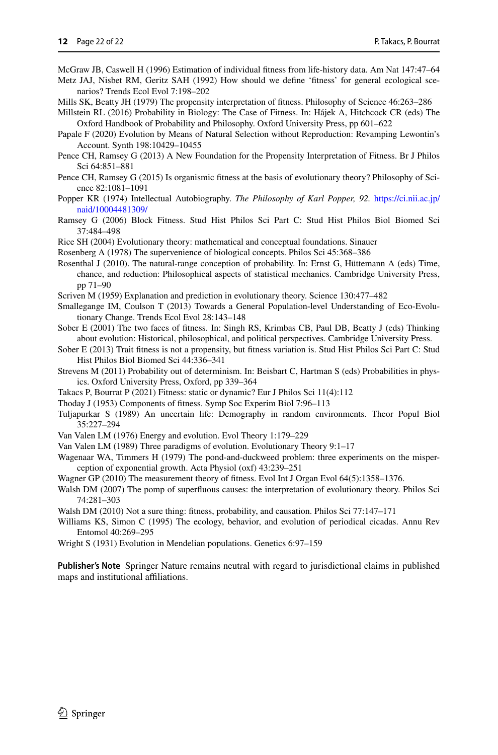McGraw JB, Caswell H (1996) Estimation of individual fitness from life-history data. Am Nat 147:47–64

Metz JAJ, Nisbet RM, Geritz SAH (1992) How should we define 'fitness' for general ecological scenarios? Trends Ecol Evol 7:198–202

Mills SK, Beatty JH (1979) The propensity interpretation of fitness. Philosophy of Science 46:263–286

Millstein RL (2016) Probability in Biology: The Case of Fitness. In: Hájek A, Hitchcock CR (eds) The Oxford Handbook of Probability and Philosophy. Oxford University Press, pp 601–622

Papale F (2020) Evolution by Means of Natural Selection without Reproduction: Revamping Lewontin's Account. Synth 198:10429–10455

Pence CH, Ramsey G (2013) A New Foundation for the Propensity Interpretation of Fitness. Br J Philos Sci 64:851–881

Pence CH, Ramsey G (2015) Is organismic fitness at the basis of evolutionary theory? Philosophy of Science 82:1081–1091

Popper KR (1974) Intellectual Autobiography. *The Philosophy of Karl Popper, 92*. https://ci.nii.ac.jp/naid/10004481309/

Ramsey G (2006) Block Fitness. Stud Hist Philos Sci Part C: Stud Hist Philos Biol Biomed Sci 37:484–498

Rice SH (2004) Evolutionary theory: mathematical and conceptual foundations. Sinauer

Rosenberg A (1978) The supervenience of biological concepts. Philos Sci 45:368–386

Rosenthal J (2010). The natural-range conception of probability. In: Ernst G, Hüttemann A (eds) Time, chance, and reduction: Philosophical aspects of statistical mechanics. Cambridge University Press, pp 71–90

Scriven M (1959) Explanation and prediction in evolutionary theory. Science 130:477–482

Smallegange IM, Coulson T (2013) Towards a General Population-level Understanding of Eco-Evolutionary Change. Trends Ecol Evol 28:143–148

Sober E (2001) The two faces of fitness. In: Singh RS, Krimbas CB, Paul DB, Beatty J (eds) Thinking about evolution: Historical, philosophical, and political perspectives. Cambridge University Press.

Sober E (2013) Trait fitness is not a propensity, but fitness variation is. Stud Hist Philos Sci Part C: Stud Hist Philos Biol Biomed Sci 44:336–341

Strevens M (2011) Probability out of determinism. In: Beisbart C, Hartman S (eds) Probabilities in physics. Oxford University Press, Oxford, pp 339–364

Takacs P, Bourrat P (2021) Fitness: static or dynamic? Eur J Philos Sci 11(4):112

Thoday J (1953) Components of fitness. Symp Soc Experim Biol 7:96–113

Tuljapurkar S (1989) An uncertain life: Demography in random environments. Theor Popul Biol 35:227–294

Van Valen LM (1976) Energy and evolution. Evol Theory 1:179–229

Van Valen LM (1989) Three paradigms of evolution. Evolutionary Theory 9:1–17

Wagenaar WA, Timmers H (1979) The pond-and-duckweed problem: three experiments on the misperception of exponential growth. Acta Physiol (oxf) 43:239–251

Wagner GP (2010) The measurement theory of fitness. Evol Int J Organ Evol 64(5):1358–1376.

Walsh DM (2007) The pomp of superfluous causes: the interpretation of evolutionary theory. Philos Sci 74:281–303

Walsh DM (2010) Not a sure thing: fitness, probability, and causation. Philos Sci 77:147–171

Williams KS, Simon C (1995) The ecology, behavior, and evolution of periodical cicadas. Annu Rev Entomol 40:269–295

Wright S (1931) Evolution in Mendelian populations. Genetics 6:97–159

**Publisher's Note** Springer Nature remains neutral with regard to jurisdictional claims in published maps and institutional affiliations.